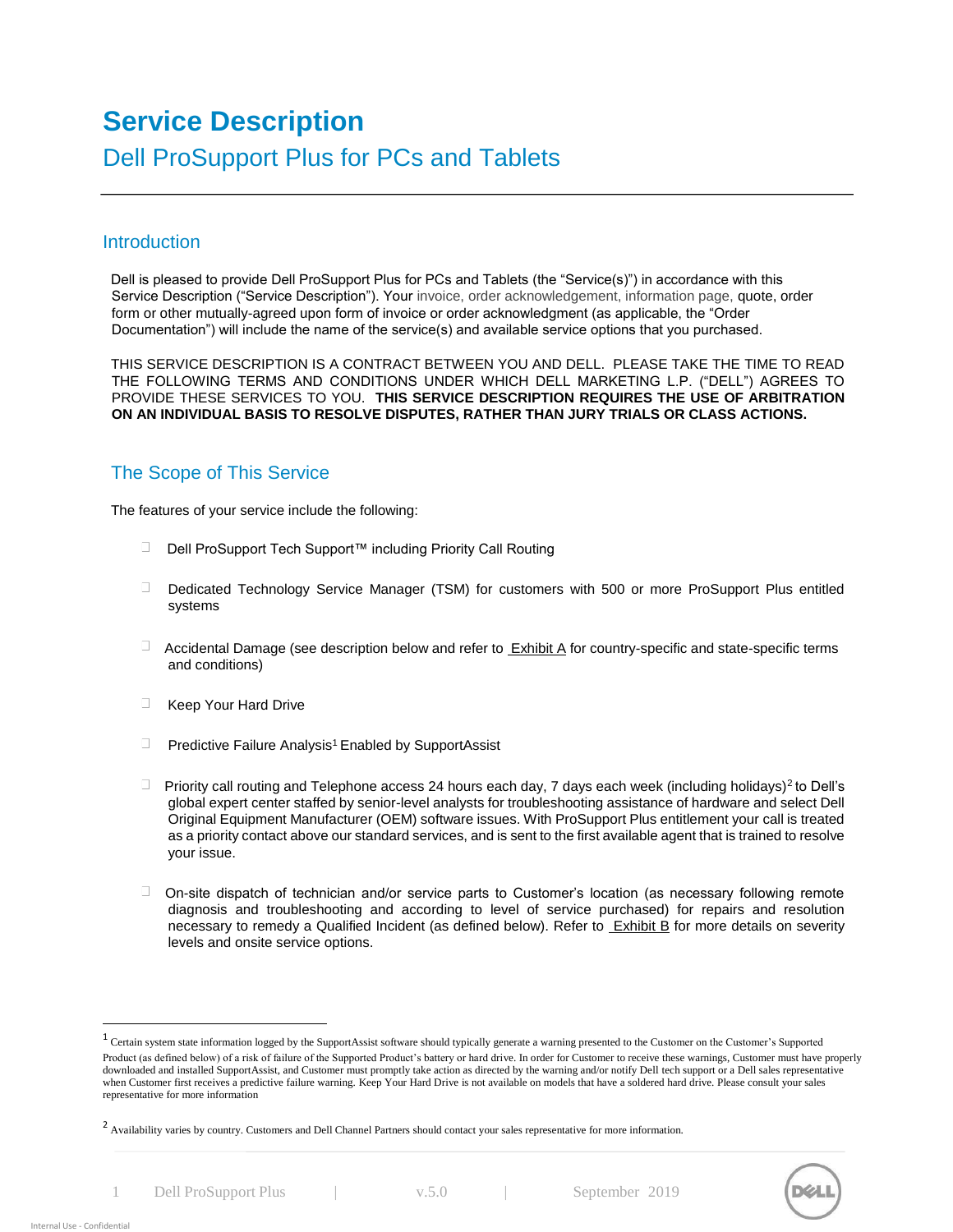# Service Description

## Dell ProSupport Plus for PCs and Tablets

## Introduction

Dell is pleased to provide Dell ProSupport Plus for PCs and Tablets (the "Service(s)") in accordance with this Service Description ("Service Description"). Your invoice, order acknowledgement, information page, quote, order form or other mutually-agreed upon form of invoice or order acknowledgment (as applicable, the "Order Documentation") will include the name of the service(s) and available service options that you purchased.

THIS SERVICE DESCRIPTION IS A CONTRACT BETWEEN YOU AND DELL. PLEASE TAKE THE TIME TO READ THE FOLLOWING TERMS AND CONDITIONS UNDER WHICH DELL MARKETING L.P. ("DELL") AGREES TO PROVIDE THESE SERVICES TO YOU. **THIS SERVICE DESCRIPTION REQUIRES THE USE OF ARBITRATION ON AN INDIVIDUAL BASIS TO RESOLVE DISPUTES, RATHER THAN JURY TRIALS OR CLASS ACTIONS.**

## The Scope of This Service

The features of your service include the following:

- Dell ProSupport Tech Support™ including Priority Call Routing
- Dedicated Technology Service Manager (TSM) for customers with 500 or more ProSupport Plus entitled systems
- Accidental Damage (see description below and refer to Exhibit A for country-specific and state-specific terms and conditions)
- Keep Your Hard Drive
- Predictive Failure Analysis[1] Enabled by SupportAssist
- Priority call routing and Telephone access 24 hours each day, 7 days each week (including holidays)[2] to Dell's global expert center staffed by senior-level analysts for troubleshooting assistance of hardware and select Dell Original Equipment Manufacturer (OEM) software issues. With ProSupport Plus entitlement your call is treated as a priority contact above our standard services, and is sent to the first available agent that is trained to resolve your issue.
- On-site dispatch of technician and/or service parts to Customer's location (as necessary following remote diagnosis and troubleshooting and according to level of service purchased) for repairs and resolution necessary to remedy a Qualified Incident (as defined below). Refer to Exhibit B for more details on severity levels and onsite service options.

---

[1] Certain system state information logged by the SupportAssist software should typically generate a warning presented to the Customer on the Customer's Supported Product (as defined below) of a risk of failure of the Supported Product's battery or hard drive. In order for Customer to receive these warnings, Customer must have properly downloaded and installed SupportAssist, and Customer must promptly take action as directed by the warning and/or notify Dell tech support or a Dell sales representative when Customer first receives a predictive failure warning. Keep Your Hard Drive is not available on models that have a soldered hard drive. Please consult your sales representative for more information

[2] Availability varies by country. Customers and Dell Channel Partners should contact your sales representative for more information.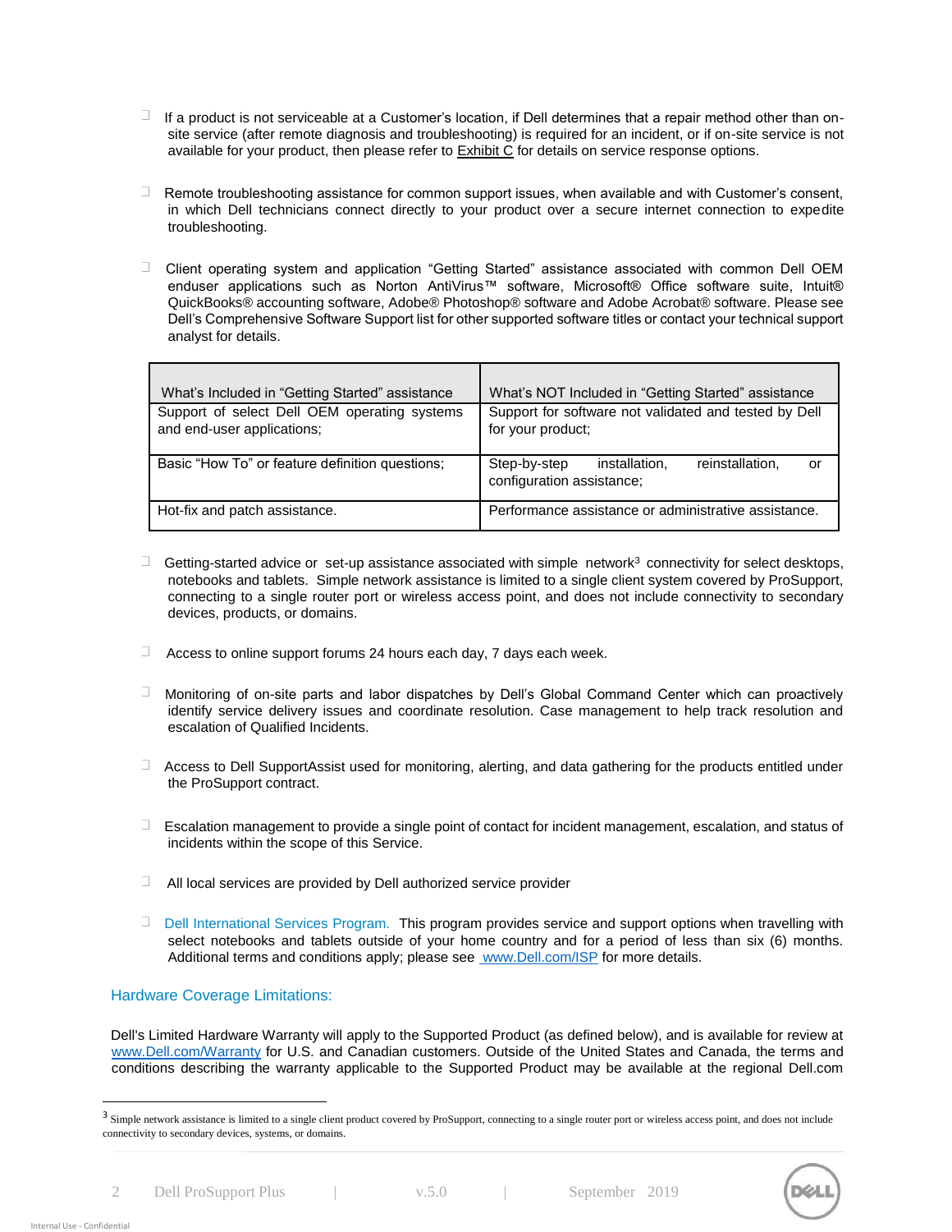- If a product is not serviceable at a Customer's location, if Dell determines that a repair method other than on-site service (after remote diagnosis and troubleshooting) is required for an incident, or if on-site service is not available for your product, then please refer to Exhibit C for details on service response options.

- Remote troubleshooting assistance for common support issues, when available and with Customer's consent, in which Dell technicians connect directly to your product over a secure internet connection to expedite troubleshooting.

- Client operating system and application "Getting Started" assistance associated with common Dell OEM enduser applications such as Norton AntiVirus™ software, Microsoft® Office software suite, Intuit® QuickBooks® accounting software, Adobe® Photoshop® software and Adobe Acrobat® software. Please see Dell's Comprehensive Software Support list for other supported software titles or contact your technical support analyst for details.

| What's Included in "Getting Started" assistance | What's NOT Included in "Getting Started" assistance |
|---|---|
| Support of select Dell OEM operating systems and end-user applications; | Support for software not validated and tested by Dell for your product; |
| Basic "How To" or feature definition questions; | Step-by-step installation, reinstallation, or configuration assistance; |
| Hot-fix and patch assistance. | Performance assistance or administrative assistance. |

- Getting-started advice or set-up assistance associated with simple network[3] connectivity for select desktops, notebooks and tablets. Simple network assistance is limited to a single client system covered by ProSupport, connecting to a single router port or wireless access point, and does not include connectivity to secondary devices, products, or domains.

- Access to online support forums 24 hours each day, 7 days each week.

- Monitoring of on-site parts and labor dispatches by Dell's Global Command Center which can proactively identify service delivery issues and coordinate resolution. Case management to help track resolution and escalation of Qualified Incidents.

- Access to Dell SupportAssist used for monitoring, alerting, and data gathering for the products entitled under the ProSupport contract.

- Escalation management to provide a single point of contact for incident management, escalation, and status of incidents within the scope of this Service.

- All local services are provided by Dell authorized service provider

- Dell International Services Program. This program provides service and support options when travelling with select notebooks and tablets outside of your home country and for a period of less than six (6) months. Additional terms and conditions apply; please see www.Dell.com/ISP for more details.

## Hardware Coverage Limitations:

Dell's Limited Hardware Warranty will apply to the Supported Product (as defined below), and is available for review at www.Dell.com/Warranty for U.S. and Canadian customers. Outside of the United States and Canada, the terms and conditions describing the warranty applicable to the Supported Product may be available at the regional Dell.com

[3] Simple network assistance is limited to a single client product covered by ProSupport, connecting to a single router port or wireless access point, and does not include connectivity to secondary devices, systems, or domains.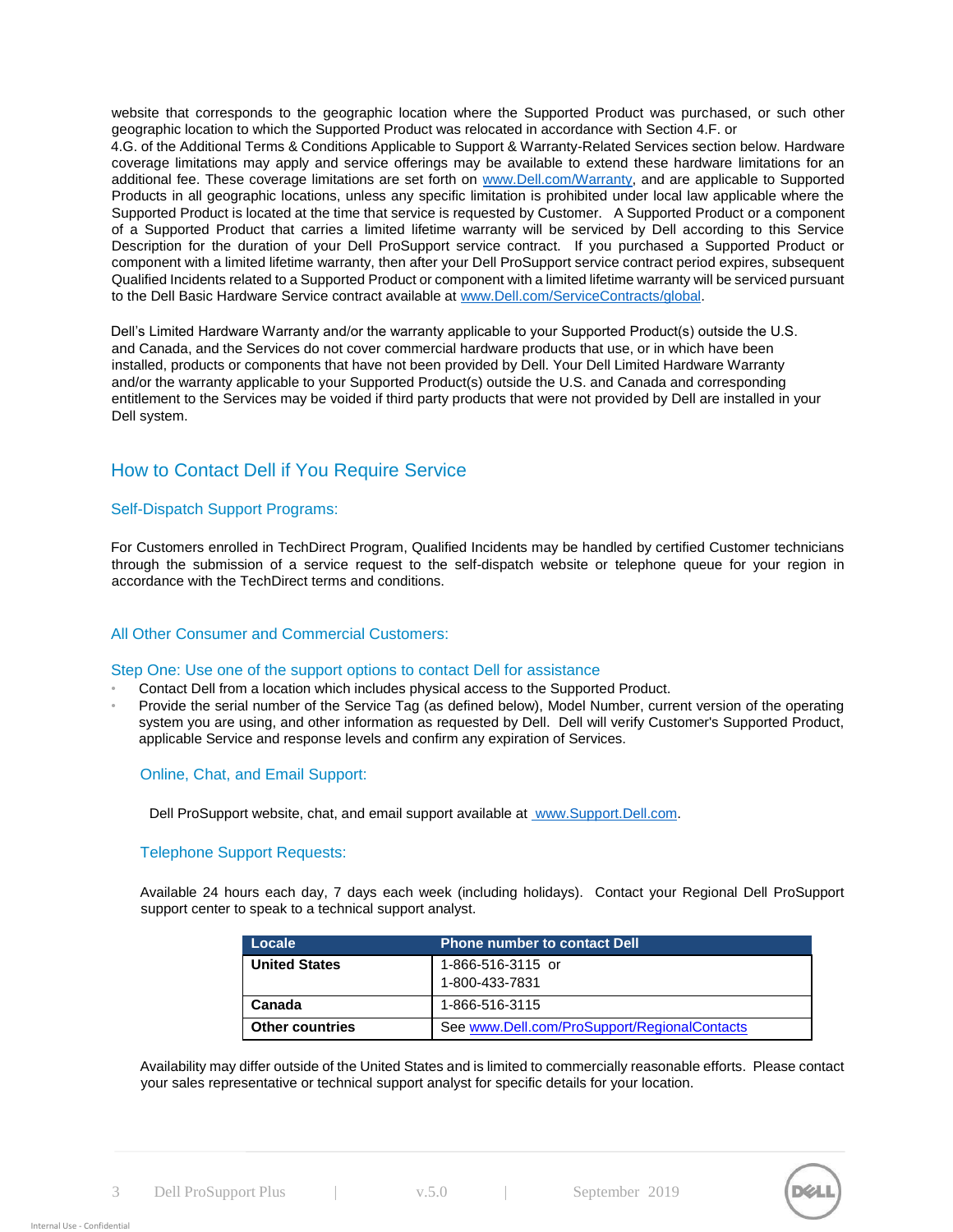website that corresponds to the geographic location where the Supported Product was purchased, or such other geographic location to which the Supported Product was relocated in accordance with Section 4.F. or 4.G. of the Additional Terms & Conditions Applicable to Support & Warranty-Related Services section below. Hardware coverage limitations may apply and service offerings may be available to extend these hardware limitations for an additional fee. These coverage limitations are set forth on www.Dell.com/Warranty, and are applicable to Supported Products in all geographic locations, unless any specific limitation is prohibited under local law applicable where the Supported Product is located at the time that service is requested by Customer. A Supported Product or a component of a Supported Product that carries a limited lifetime warranty will be serviced by Dell according to this Service Description for the duration of your Dell ProSupport service contract. If you purchased a Supported Product or component with a limited lifetime warranty, then after your Dell ProSupport service contract period expires, subsequent Qualified Incidents related to a Supported Product or component with a limited lifetime warranty will be serviced pursuant to the Dell Basic Hardware Service contract available at www.Dell.com/ServiceContracts/global.

Dell's Limited Hardware Warranty and/or the warranty applicable to your Supported Product(s) outside the U.S. and Canada, and the Services do not cover commercial hardware products that use, or in which have been installed, products or components that have not been provided by Dell. Your Dell Limited Hardware Warranty and/or the warranty applicable to your Supported Product(s) outside the U.S. and Canada and corresponding entitlement to the Services may be voided if third party products that were not provided by Dell are installed in your Dell system.

## How to Contact Dell if You Require Service

### Self-Dispatch Support Programs:

For Customers enrolled in TechDirect Program, Qualified Incidents may be handled by certified Customer technicians through the submission of a service request to the self-dispatch website or telephone queue for your region in accordance with the TechDirect terms and conditions.

### All Other Consumer and Commercial Customers:

### Step One: Use one of the support options to contact Dell for assistance

- Contact Dell from a location which includes physical access to the Supported Product.
- Provide the serial number of the Service Tag (as defined below), Model Number, current version of the operating system you are using, and other information as requested by Dell. Dell will verify Customer's Supported Product, applicable Service and response levels and confirm any expiration of Services.

#### Online, Chat, and Email Support:

Dell ProSupport website, chat, and email support available at www.Support.Dell.com.

#### Telephone Support Requests:

Available 24 hours each day, 7 days each week (including holidays). Contact your Regional Dell ProSupport support center to speak to a technical support analyst.

| Locale | Phone number to contact Dell |
|---|---|
| **United States** | 1-866-516-3115 or 1-800-433-7831 |
| **Canada** | 1-866-516-3115 |
| **Other countries** | See www.Dell.com/ProSupport/RegionalContacts |

Availability may differ outside of the United States and is limited to commercially reasonable efforts. Please contact your sales representative or technical support analyst for specific details for your location.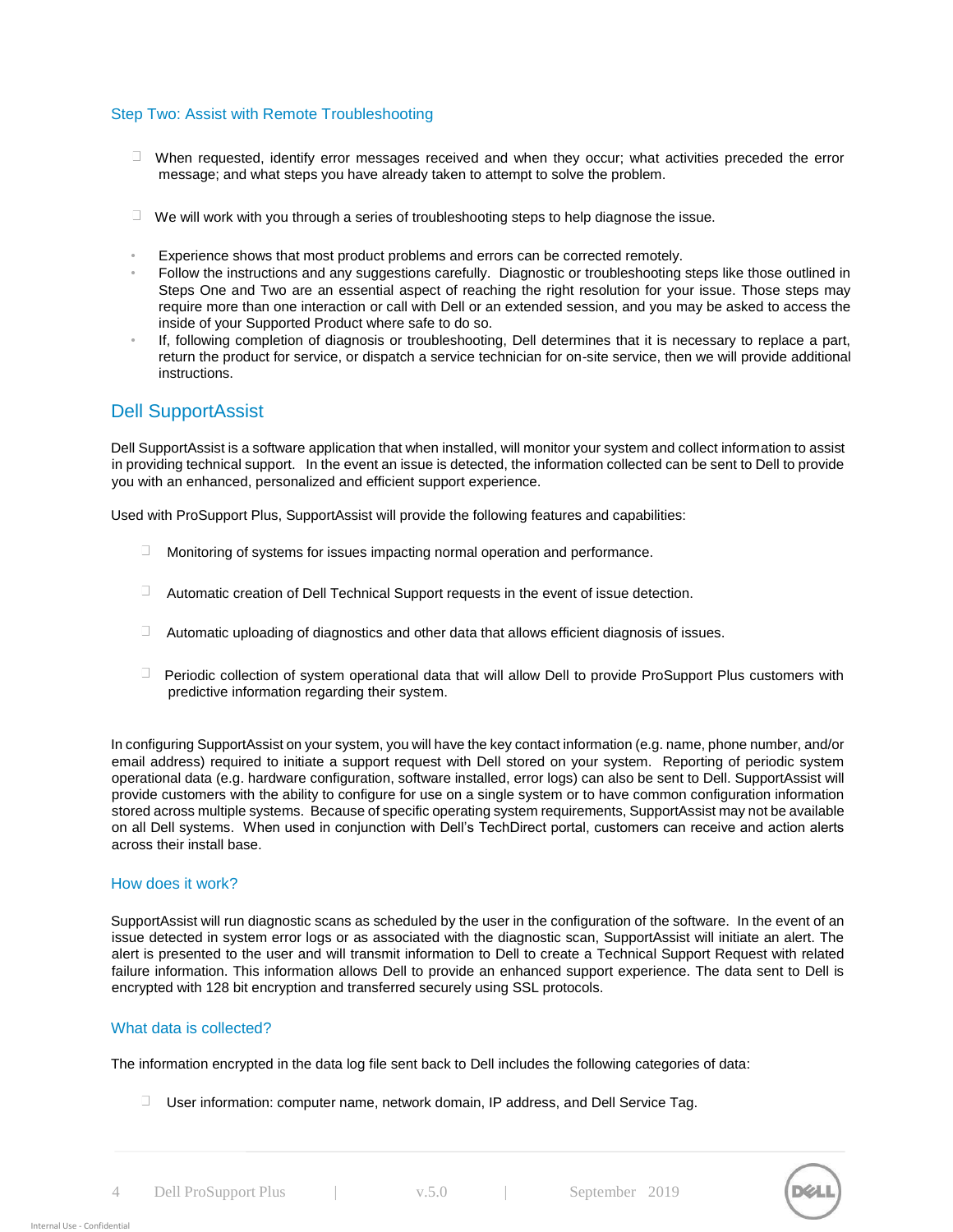### Step Two: Assist with Remote Troubleshooting

- When requested, identify error messages received and when they occur; what activities preceded the error message; and what steps you have already taken to attempt to solve the problem.

- We will work with you through a series of troubleshooting steps to help diagnose the issue.

- Experience shows that most product problems and errors can be corrected remotely.
- Follow the instructions and any suggestions carefully. Diagnostic or troubleshooting steps like those outlined in Steps One and Two are an essential aspect of reaching the right resolution for your issue. Those steps may require more than one interaction or call with Dell or an extended session, and you may be asked to access the inside of your Supported Product where safe to do so.
- If, following completion of diagnosis or troubleshooting, Dell determines that it is necessary to replace a part, return the product for service, or dispatch a service technician for on-site service, then we will provide additional instructions.

## Dell SupportAssist

Dell SupportAssist is a software application that when installed, will monitor your system and collect information to assist in providing technical support. In the event an issue is detected, the information collected can be sent to Dell to provide you with an enhanced, personalized and efficient support experience.

Used with ProSupport Plus, SupportAssist will provide the following features and capabilities:

- Monitoring of systems for issues impacting normal operation and performance.

- Automatic creation of Dell Technical Support requests in the event of issue detection.

- Automatic uploading of diagnostics and other data that allows efficient diagnosis of issues.

- Periodic collection of system operational data that will allow Dell to provide ProSupport Plus customers with predictive information regarding their system.

In configuring SupportAssist on your system, you will have the key contact information (e.g. name, phone number, and/or email address) required to initiate a support request with Dell stored on your system. Reporting of periodic system operational data (e.g. hardware configuration, software installed, error logs) can also be sent to Dell. SupportAssist will provide customers with the ability to configure for use on a single system or to have common configuration information stored across multiple systems. Because of specific operating system requirements, SupportAssist may not be available on all Dell systems. When used in conjunction with Dell's TechDirect portal, customers can receive and action alerts across their install base.

### How does it work?

SupportAssist will run diagnostic scans as scheduled by the user in the configuration of the software. In the event of an issue detected in system error logs or as associated with the diagnostic scan, SupportAssist will initiate an alert. The alert is presented to the user and will transmit information to Dell to create a Technical Support Request with related failure information. This information allows Dell to provide an enhanced support experience. The data sent to Dell is encrypted with 128 bit encryption and transferred securely using SSL protocols.

### What data is collected?

The information encrypted in the data log file sent back to Dell includes the following categories of data:

- User information: computer name, network domain, IP address, and Dell Service Tag.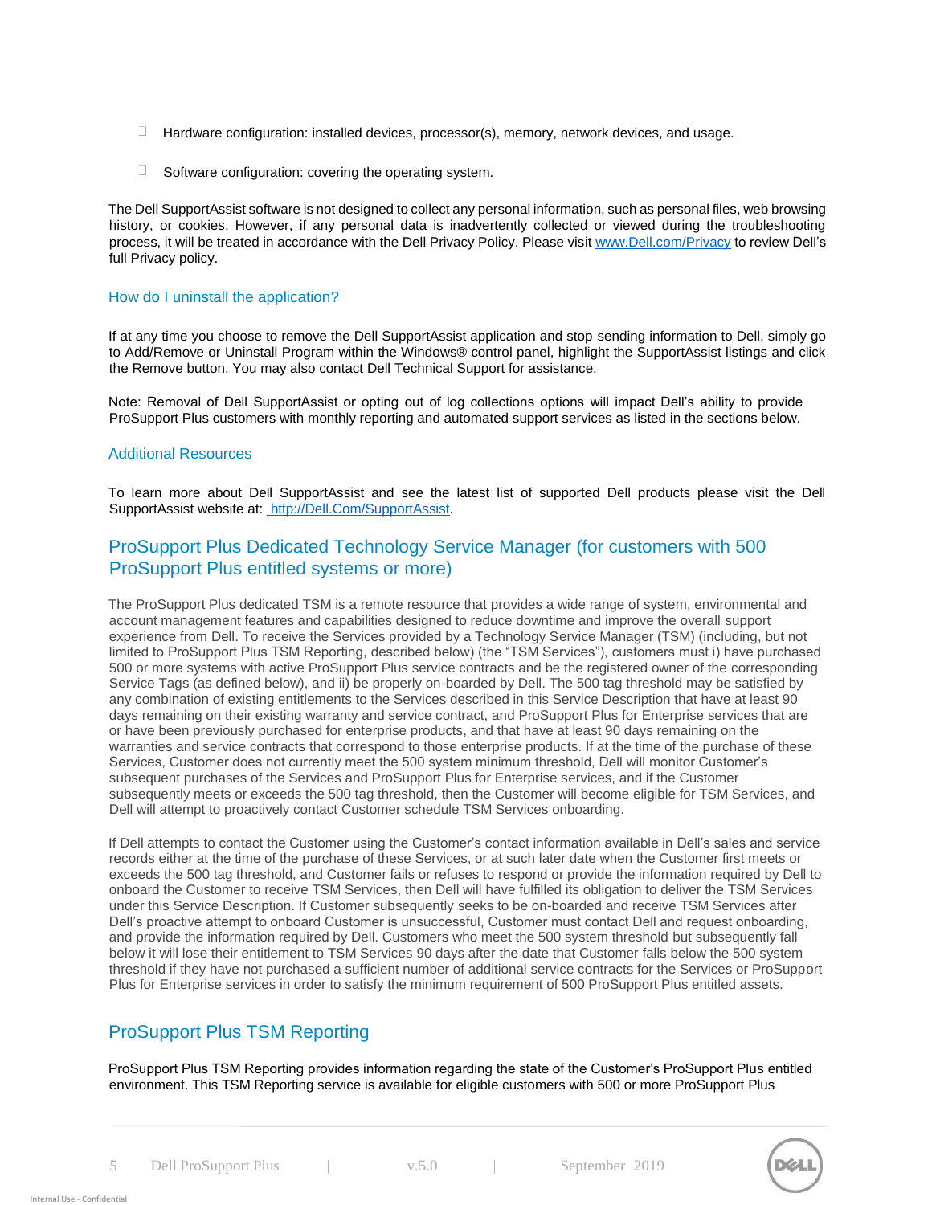- Hardware configuration: installed devices, processor(s), memory, network devices, and usage.
- Software configuration: covering the operating system.

The Dell SupportAssist software is not designed to collect any personal information, such as personal files, web browsing history, or cookies. However, if any personal data is inadvertently collected or viewed during the troubleshooting process, it will be treated in accordance with the Dell Privacy Policy. Please visit [www.Dell.com/Privacy](www.Dell.com/Privacy) to review Dell's full Privacy policy.

### How do I uninstall the application?

If at any time you choose to remove the Dell SupportAssist application and stop sending information to Dell, simply go to Add/Remove or Uninstall Program within the Windows® control panel, highlight the SupportAssist listings and click the Remove button. You may also contact Dell Technical Support for assistance.

Note: Removal of Dell SupportAssist or opting out of log collections options will impact Dell's ability to provide ProSupport Plus customers with monthly reporting and automated support services as listed in the sections below.

### Additional Resources

To learn more about Dell SupportAssist and see the latest list of supported Dell products please visit the Dell SupportAssist website at: [http://Dell.Com/SupportAssist](http://Dell.Com/SupportAssist).

## ProSupport Plus Dedicated Technology Service Manager (for customers with 500 ProSupport Plus entitled systems or more)

The ProSupport Plus dedicated TSM is a remote resource that provides a wide range of system, environmental and account management features and capabilities designed to reduce downtime and improve the overall support experience from Dell. To receive the Services provided by a Technology Service Manager (TSM) (including, but not limited to ProSupport Plus TSM Reporting, described below) (the "TSM Services"), customers must i) have purchased 500 or more systems with active ProSupport Plus service contracts and be the registered owner of the corresponding Service Tags (as defined below), and ii) be properly on-boarded by Dell. The 500 tag threshold may be satisfied by any combination of existing entitlements to the Services described in this Service Description that have at least 90 days remaining on their existing warranty and service contract, and ProSupport Plus for Enterprise services that are or have been previously purchased for enterprise products, and that have at least 90 days remaining on the warranties and service contracts that correspond to those enterprise products. If at the time of the purchase of these Services, Customer does not currently meet the 500 system minimum threshold, Dell will monitor Customer's subsequent purchases of the Services and ProSupport Plus for Enterprise services, and if the Customer subsequently meets or exceeds the 500 tag threshold, then the Customer will become eligible for TSM Services, and Dell will attempt to proactively contact Customer schedule TSM Services onboarding.

If Dell attempts to contact the Customer using the Customer's contact information available in Dell's sales and service records either at the time of the purchase of these Services, or at such later date when the Customer first meets or exceeds the 500 tag threshold, and Customer fails or refuses to respond or provide the information required by Dell to onboard the Customer to receive TSM Services, then Dell will have fulfilled its obligation to deliver the TSM Services under this Service Description. If Customer subsequently seeks to be on-boarded and receive TSM Services after Dell's proactive attempt to onboard Customer is unsuccessful, Customer must contact Dell and request onboarding, and provide the information required by Dell. Customers who meet the 500 system threshold but subsequently fall below it will lose their entitlement to TSM Services 90 days after the date that Customer falls below the 500 system threshold if they have not purchased a sufficient number of additional service contracts for the Services or ProSupport Plus for Enterprise services in order to satisfy the minimum requirement of 500 ProSupport Plus entitled assets.

## ProSupport Plus TSM Reporting

ProSupport Plus TSM Reporting provides information regarding the state of the Customer's ProSupport Plus entitled environment. This TSM Reporting service is available for eligible customers with 500 or more ProSupport Plus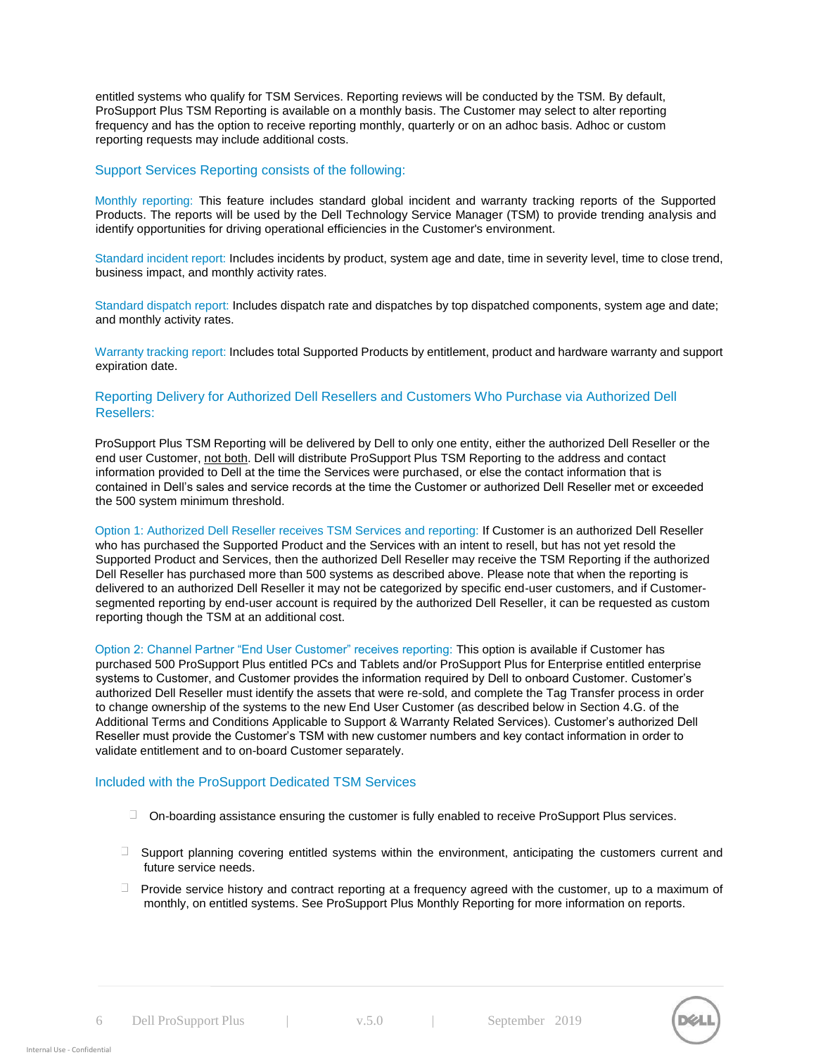entitled systems who qualify for TSM Services. Reporting reviews will be conducted by the TSM. By default, ProSupport Plus TSM Reporting is available on a monthly basis. The Customer may select to alter reporting frequency and has the option to receive reporting monthly, quarterly or on an adhoc basis. Adhoc or custom reporting requests may include additional costs.

### Support Services Reporting consists of the following:

Monthly reporting: This feature includes standard global incident and warranty tracking reports of the Supported Products. The reports will be used by the Dell Technology Service Manager (TSM) to provide trending analysis and identify opportunities for driving operational efficiencies in the Customer's environment.

Standard incident report: Includes incidents by product, system age and date, time in severity level, time to close trend, business impact, and monthly activity rates.

Standard dispatch report: Includes dispatch rate and dispatches by top dispatched components, system age and date; and monthly activity rates.

Warranty tracking report: Includes total Supported Products by entitlement, product and hardware warranty and support expiration date.

### Reporting Delivery for Authorized Dell Resellers and Customers Who Purchase via Authorized Dell Resellers:

ProSupport Plus TSM Reporting will be delivered by Dell to only one entity, either the authorized Dell Reseller or the end user Customer, not both. Dell will distribute ProSupport Plus TSM Reporting to the address and contact information provided to Dell at the time the Services were purchased, or else the contact information that is contained in Dell's sales and service records at the time the Customer or authorized Dell Reseller met or exceeded the 500 system minimum threshold.

Option 1: Authorized Dell Reseller receives TSM Services and reporting: If Customer is an authorized Dell Reseller who has purchased the Supported Product and the Services with an intent to resell, but has not yet resold the Supported Product and Services, then the authorized Dell Reseller may receive the TSM Reporting if the authorized Dell Reseller has purchased more than 500 systems as described above. Please note that when the reporting is delivered to an authorized Dell Reseller it may not be categorized by specific end-user customers, and if Customer-segmented reporting by end-user account is required by the authorized Dell Reseller, it can be requested as custom reporting though the TSM at an additional cost.

Option 2: Channel Partner "End User Customer" receives reporting: This option is available if Customer has purchased 500 ProSupport Plus entitled PCs and Tablets and/or ProSupport Plus for Enterprise entitled enterprise systems to Customer, and Customer provides the information required by Dell to onboard Customer. Customer's authorized Dell Reseller must identify the assets that were re-sold, and complete the Tag Transfer process in order to change ownership of the systems to the new End User Customer (as described below in Section 4.G. of the Additional Terms and Conditions Applicable to Support & Warranty Related Services). Customer's authorized Dell Reseller must provide the Customer's TSM with new customer numbers and key contact information in order to validate entitlement and to on-board Customer separately.

### Included with the ProSupport Dedicated TSM Services

- On-boarding assistance ensuring the customer is fully enabled to receive ProSupport Plus services.
- Support planning covering entitled systems within the environment, anticipating the customers current and future service needs.
- Provide service history and contract reporting at a frequency agreed with the customer, up to a maximum of monthly, on entitled systems. See ProSupport Plus Monthly Reporting for more information on reports.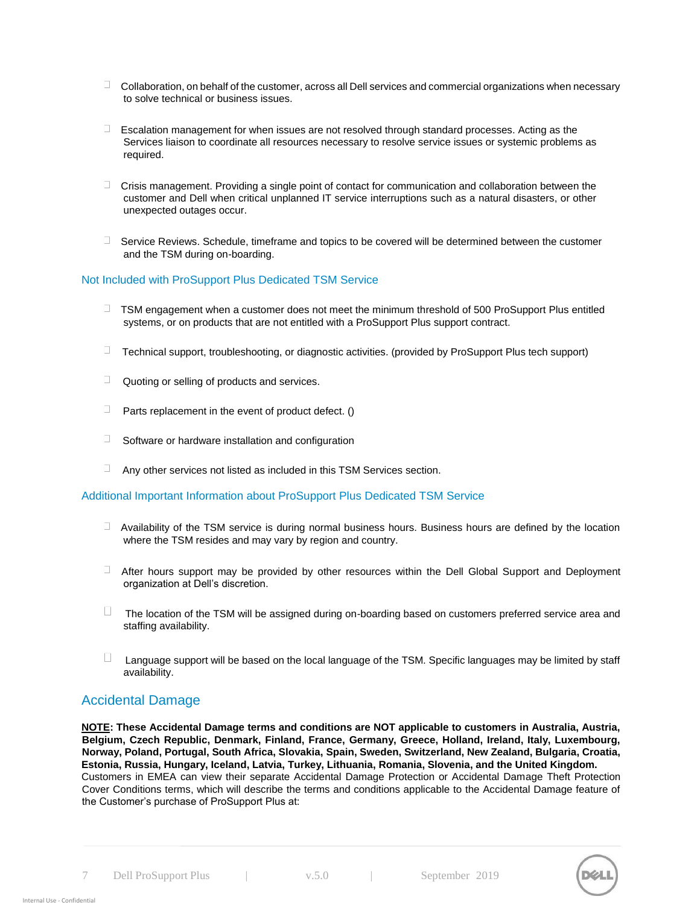- Collaboration, on behalf of the customer, across all Dell services and commercial organizations when necessary to solve technical or business issues.

- Escalation management for when issues are not resolved through standard processes. Acting as the Services liaison to coordinate all resources necessary to resolve service issues or systemic problems as required.

- Crisis management. Providing a single point of contact for communication and collaboration between the customer and Dell when critical unplanned IT service interruptions such as a natural disasters, or other unexpected outages occur.

- Service Reviews. Schedule, timeframe and topics to be covered will be determined between the customer and the TSM during on-boarding.

### Not Included with ProSupport Plus Dedicated TSM Service

- TSM engagement when a customer does not meet the minimum threshold of 500 ProSupport Plus entitled systems, or on products that are not entitled with a ProSupport Plus support contract.

- Technical support, troubleshooting, or diagnostic activities. (provided by ProSupport Plus tech support)

- Quoting or selling of products and services.

- Parts replacement in the event of product defect. ()

- Software or hardware installation and configuration

- Any other services not listed as included in this TSM Services section.

### Additional Important Information about ProSupport Plus Dedicated TSM Service

- Availability of the TSM service is during normal business hours. Business hours are defined by the location where the TSM resides and may vary by region and country.

- After hours support may be provided by other resources within the Dell Global Support and Deployment organization at Dell's discretion.

- The location of the TSM will be assigned during on-boarding based on customers preferred service area and staffing availability.

- Language support will be based on the local language of the TSM. Specific languages may be limited by staff availability.

## Accidental Damage

**NOTE: These Accidental Damage terms and conditions are NOT applicable to customers in Australia, Austria, Belgium, Czech Republic, Denmark, Finland, France, Germany, Greece, Holland, Ireland, Italy, Luxembourg, Norway, Poland, Portugal, South Africa, Slovakia, Spain, Sweden, Switzerland, New Zealand, Bulgaria, Croatia, Estonia, Russia, Hungary, Iceland, Latvia, Turkey, Lithuania, Romania, Slovenia, and the United Kingdom.**
Customers in EMEA can view their separate Accidental Damage Protection or Accidental Damage Theft Protection Cover Conditions terms, which will describe the terms and conditions applicable to the Accidental Damage feature of the Customer's purchase of ProSupport Plus at: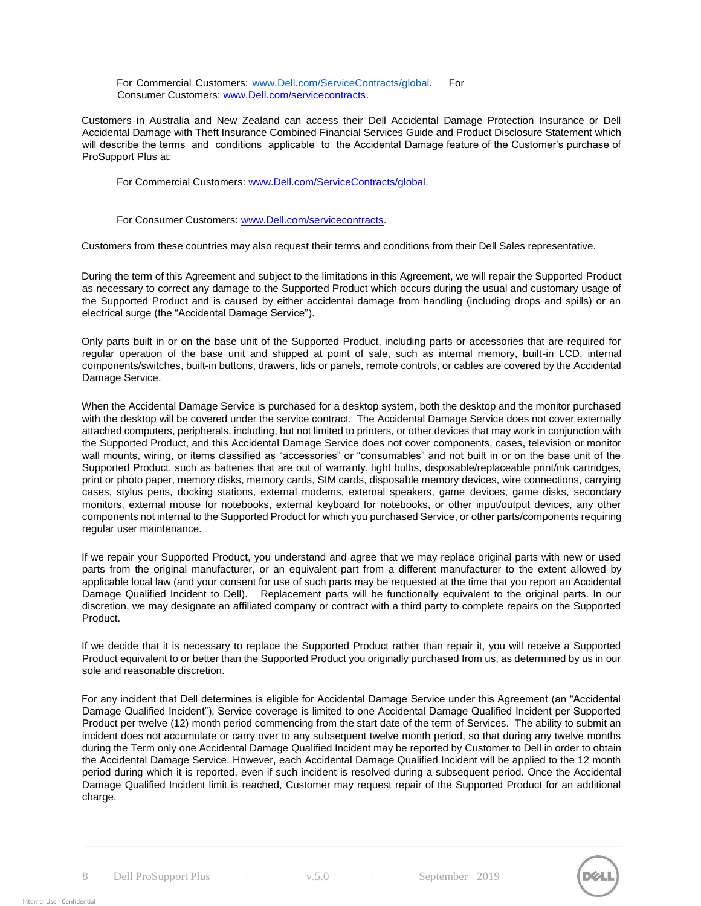For Commercial Customers: www.Dell.com/ServiceContracts/global. For Consumer Customers: www.Dell.com/servicecontracts.

Customers in Australia and New Zealand can access their Dell Accidental Damage Protection Insurance or Dell Accidental Damage with Theft Insurance Combined Financial Services Guide and Product Disclosure Statement which will describe the terms and conditions applicable to the Accidental Damage feature of the Customer's purchase of ProSupport Plus at:

For Commercial Customers: www.Dell.com/ServiceContracts/global.

For Consumer Customers: www.Dell.com/servicecontracts.

Customers from these countries may also request their terms and conditions from their Dell Sales representative.

During the term of this Agreement and subject to the limitations in this Agreement, we will repair the Supported Product as necessary to correct any damage to the Supported Product which occurs during the usual and customary usage of the Supported Product and is caused by either accidental damage from handling (including drops and spills) or an electrical surge (the "Accidental Damage Service").

Only parts built in or on the base unit of the Supported Product, including parts or accessories that are required for regular operation of the base unit and shipped at point of sale, such as internal memory, built-in LCD, internal components/switches, built-in buttons, drawers, lids or panels, remote controls, or cables are covered by the Accidental Damage Service.

When the Accidental Damage Service is purchased for a desktop system, both the desktop and the monitor purchased with the desktop will be covered under the service contract. The Accidental Damage Service does not cover externally attached computers, peripherals, including, but not limited to printers, or other devices that may work in conjunction with the Supported Product, and this Accidental Damage Service does not cover components, cases, television or monitor wall mounts, wiring, or items classified as "accessories" or "consumables" and not built in or on the base unit of the Supported Product, such as batteries that are out of warranty, light bulbs, disposable/replaceable print/ink cartridges, print or photo paper, memory disks, memory cards, SIM cards, disposable memory devices, wire connections, carrying cases, stylus pens, docking stations, external modems, external speakers, game devices, game disks, secondary monitors, external mouse for notebooks, external keyboard for notebooks, or other input/output devices, any other components not internal to the Supported Product for which you purchased Service, or other parts/components requiring regular user maintenance.

If we repair your Supported Product, you understand and agree that we may replace original parts with new or used parts from the original manufacturer, or an equivalent part from a different manufacturer to the extent allowed by applicable local law (and your consent for use of such parts may be requested at the time that you report an Accidental Damage Qualified Incident to Dell). Replacement parts will be functionally equivalent to the original parts. In our discretion, we may designate an affiliated company or contract with a third party to complete repairs on the Supported Product.

If we decide that it is necessary to replace the Supported Product rather than repair it, you will receive a Supported Product equivalent to or better than the Supported Product you originally purchased from us, as determined by us in our sole and reasonable discretion.

For any incident that Dell determines is eligible for Accidental Damage Service under this Agreement (an "Accidental Damage Qualified Incident"), Service coverage is limited to one Accidental Damage Qualified Incident per Supported Product per twelve (12) month period commencing from the start date of the term of Services. The ability to submit an incident does not accumulate or carry over to any subsequent twelve month period, so that during any twelve months during the Term only one Accidental Damage Qualified Incident may be reported by Customer to Dell in order to obtain the Accidental Damage Service. However, each Accidental Damage Qualified Incident will be applied to the 12 month period during which it is reported, even if such incident is resolved during a subsequent period. Once the Accidental Damage Qualified Incident limit is reached, Customer may request repair of the Supported Product for an additional charge.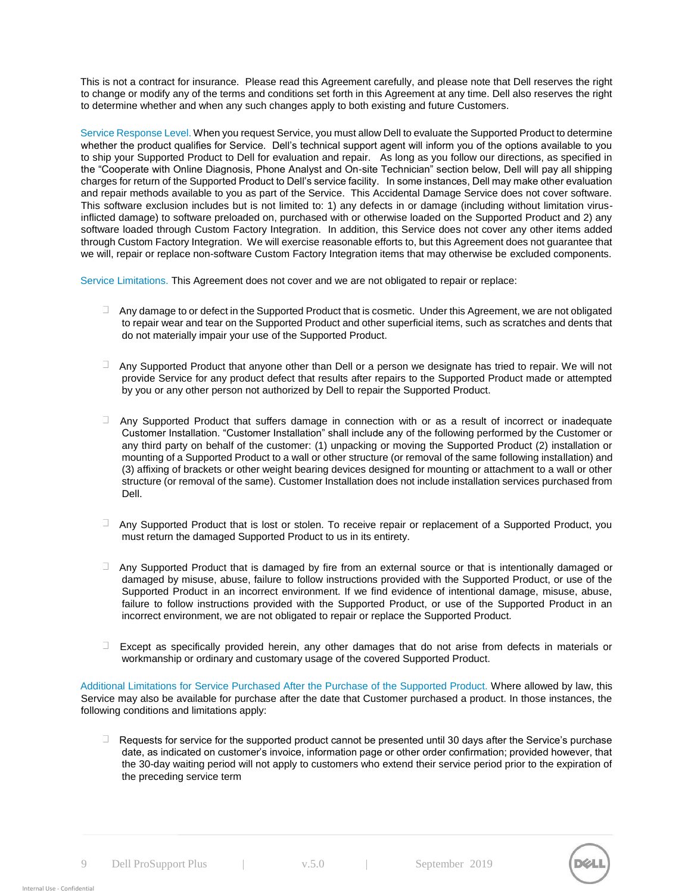This is not a contract for insurance. Please read this Agreement carefully, and please note that Dell reserves the right to change or modify any of the terms and conditions set forth in this Agreement at any time. Dell also reserves the right to determine whether and when any such changes apply to both existing and future Customers.

**Service Response Level.** When you request Service, you must allow Dell to evaluate the Supported Product to determine whether the product qualifies for Service. Dell's technical support agent will inform you of the options available to you to ship your Supported Product to Dell for evaluation and repair. As long as you follow our directions, as specified in the "Cooperate with Online Diagnosis, Phone Analyst and On-site Technician" section below, Dell will pay all shipping charges for return of the Supported Product to Dell's service facility. In some instances, Dell may make other evaluation and repair methods available to you as part of the Service. This Accidental Damage Service does not cover software. This software exclusion includes but is not limited to: 1) any defects in or damage (including without limitation virus-inflicted damage) to software preloaded on, purchased with or otherwise loaded on the Supported Product and 2) any software loaded through Custom Factory Integration. In addition, this Service does not cover any other items added through Custom Factory Integration. We will exercise reasonable efforts to, but this Agreement does not guarantee that we will, repair or replace non-software Custom Factory Integration items that may otherwise be excluded components.

**Service Limitations.** This Agreement does not cover and we are not obligated to repair or replace:

- Any damage to or defect in the Supported Product that is cosmetic. Under this Agreement, we are not obligated to repair wear and tear on the Supported Product and other superficial items, such as scratches and dents that do not materially impair your use of the Supported Product.

- Any Supported Product that anyone other than Dell or a person we designate has tried to repair. We will not provide Service for any product defect that results after repairs to the Supported Product made or attempted by you or any other person not authorized by Dell to repair the Supported Product.

- Any Supported Product that suffers damage in connection with or as a result of incorrect or inadequate Customer Installation. "Customer Installation" shall include any of the following performed by the Customer or any third party on behalf of the customer: (1) unpacking or moving the Supported Product (2) installation or mounting of a Supported Product to a wall or other structure (or removal of the same following installation) and (3) affixing of brackets or other weight bearing devices designed for mounting or attachment to a wall or other structure (or removal of the same). Customer Installation does not include installation services purchased from Dell.

- Any Supported Product that is lost or stolen. To receive repair or replacement of a Supported Product, you must return the damaged Supported Product to us in its entirety.

- Any Supported Product that is damaged by fire from an external source or that is intentionally damaged or damaged by misuse, abuse, failure to follow instructions provided with the Supported Product, or use of the Supported Product in an incorrect environment. If we find evidence of intentional damage, misuse, abuse, failure to follow instructions provided with the Supported Product, or use of the Supported Product in an incorrect environment, we are not obligated to repair or replace the Supported Product.

- Except as specifically provided herein, any other damages that do not arise from defects in materials or workmanship or ordinary and customary usage of the covered Supported Product.

**Additional Limitations for Service Purchased After the Purchase of the Supported Product.** Where allowed by law, this Service may also be available for purchase after the date that Customer purchased a product. In those instances, the following conditions and limitations apply:

- Requests for service for the supported product cannot be presented until 30 days after the Service's purchase date, as indicated on customer's invoice, information page or other order confirmation; provided however, that the 30-day waiting period will not apply to customers who extend their service period prior to the expiration of the preceding service term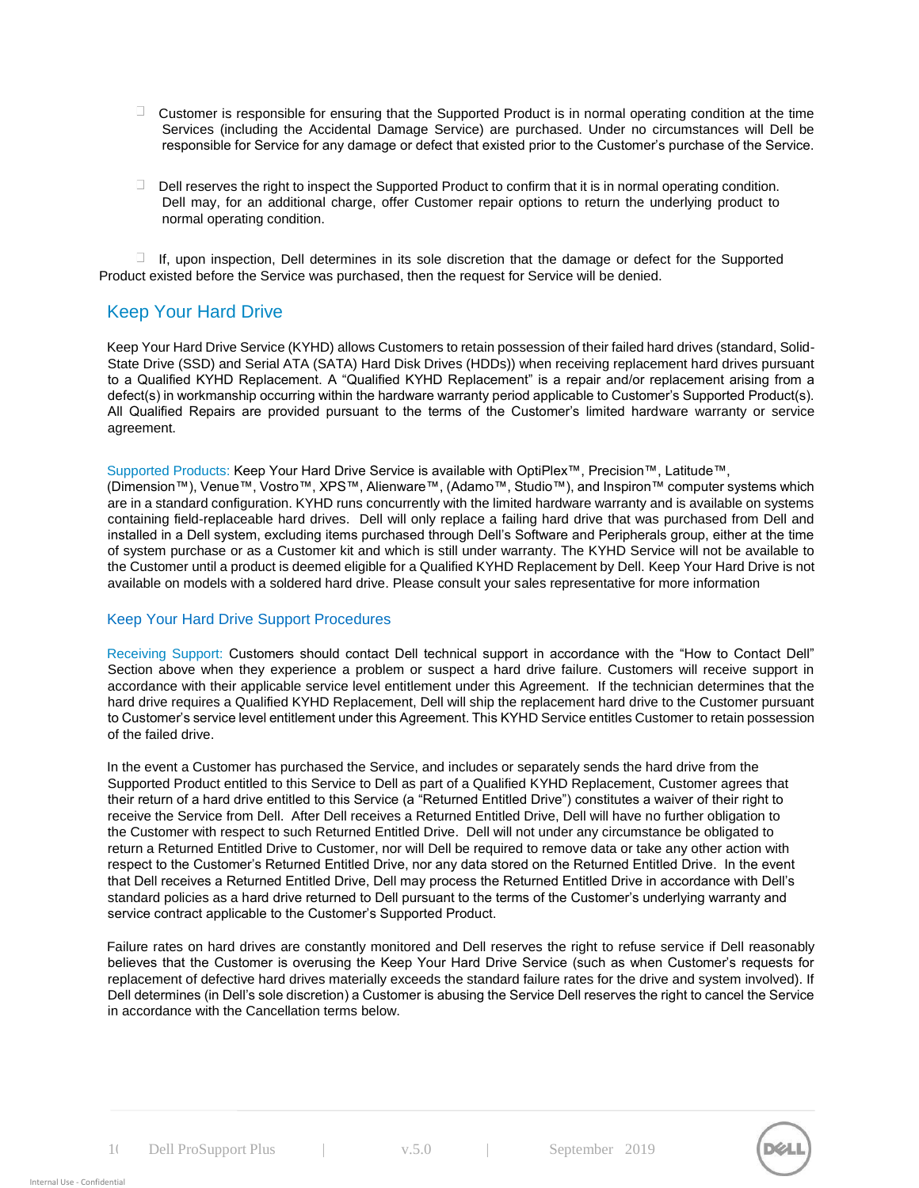- Customer is responsible for ensuring that the Supported Product is in normal operating condition at the time Services (including the Accidental Damage Service) are purchased. Under no circumstances will Dell be responsible for Service for any damage or defect that existed prior to the Customer's purchase of the Service.

- Dell reserves the right to inspect the Supported Product to confirm that it is in normal operating condition. Dell may, for an additional charge, offer Customer repair options to return the underlying product to normal operating condition.

- If, upon inspection, Dell determines in its sole discretion that the damage or defect for the Supported Product existed before the Service was purchased, then the request for Service will be denied.

## Keep Your Hard Drive

Keep Your Hard Drive Service (KYHD) allows Customers to retain possession of their failed hard drives (standard, Solid-State Drive (SSD) and Serial ATA (SATA) Hard Disk Drives (HDDs)) when receiving replacement hard drives pursuant to a Qualified KYHD Replacement. A "Qualified KYHD Replacement" is a repair and/or replacement arising from a defect(s) in workmanship occurring within the hardware warranty period applicable to Customer's Supported Product(s). All Qualified Repairs are provided pursuant to the terms of the Customer's limited hardware warranty or service agreement.

Supported Products: Keep Your Hard Drive Service is available with OptiPlex™, Precision™, Latitude™, (Dimension™), Venue™, Vostro™, XPS™, Alienware™, (Adamo™, Studio™), and Inspiron™ computer systems which are in a standard configuration. KYHD runs concurrently with the limited hardware warranty and is available on systems containing field-replaceable hard drives. Dell will only replace a failing hard drive that was purchased from Dell and installed in a Dell system, excluding items purchased through Dell's Software and Peripherals group, either at the time of system purchase or as a Customer kit and which is still under warranty. The KYHD Service will not be available to the Customer until a product is deemed eligible for a Qualified KYHD Replacement by Dell. Keep Your Hard Drive is not available on models with a soldered hard drive. Please consult your sales representative for more information

### Keep Your Hard Drive Support Procedures

Receiving Support: Customers should contact Dell technical support in accordance with the "How to Contact Dell" Section above when they experience a problem or suspect a hard drive failure. Customers will receive support in accordance with their applicable service level entitlement under this Agreement. If the technician determines that the hard drive requires a Qualified KYHD Replacement, Dell will ship the replacement hard drive to the Customer pursuant to Customer's service level entitlement under this Agreement. This KYHD Service entitles Customer to retain possession of the failed drive.

In the event a Customer has purchased the Service, and includes or separately sends the hard drive from the Supported Product entitled to this Service to Dell as part of a Qualified KYHD Replacement, Customer agrees that their return of a hard drive entitled to this Service (a "Returned Entitled Drive") constitutes a waiver of their right to receive the Service from Dell. After Dell receives a Returned Entitled Drive, Dell will have no further obligation to the Customer with respect to such Returned Entitled Drive. Dell will not under any circumstance be obligated to return a Returned Entitled Drive to Customer, nor will Dell be required to remove data or take any other action with respect to the Customer's Returned Entitled Drive, nor any data stored on the Returned Entitled Drive. In the event that Dell receives a Returned Entitled Drive, Dell may process the Returned Entitled Drive in accordance with Dell's standard policies as a hard drive returned to Dell pursuant to the terms of the Customer's underlying warranty and service contract applicable to the Customer's Supported Product.

Failure rates on hard drives are constantly monitored and Dell reserves the right to refuse service if Dell reasonably believes that the Customer is overusing the Keep Your Hard Drive Service (such as when Customer's requests for replacement of defective hard drives materially exceeds the standard failure rates for the drive and system involved). If Dell determines (in Dell's sole discretion) a Customer is abusing the Service Dell reserves the right to cancel the Service in accordance with the Cancellation terms below.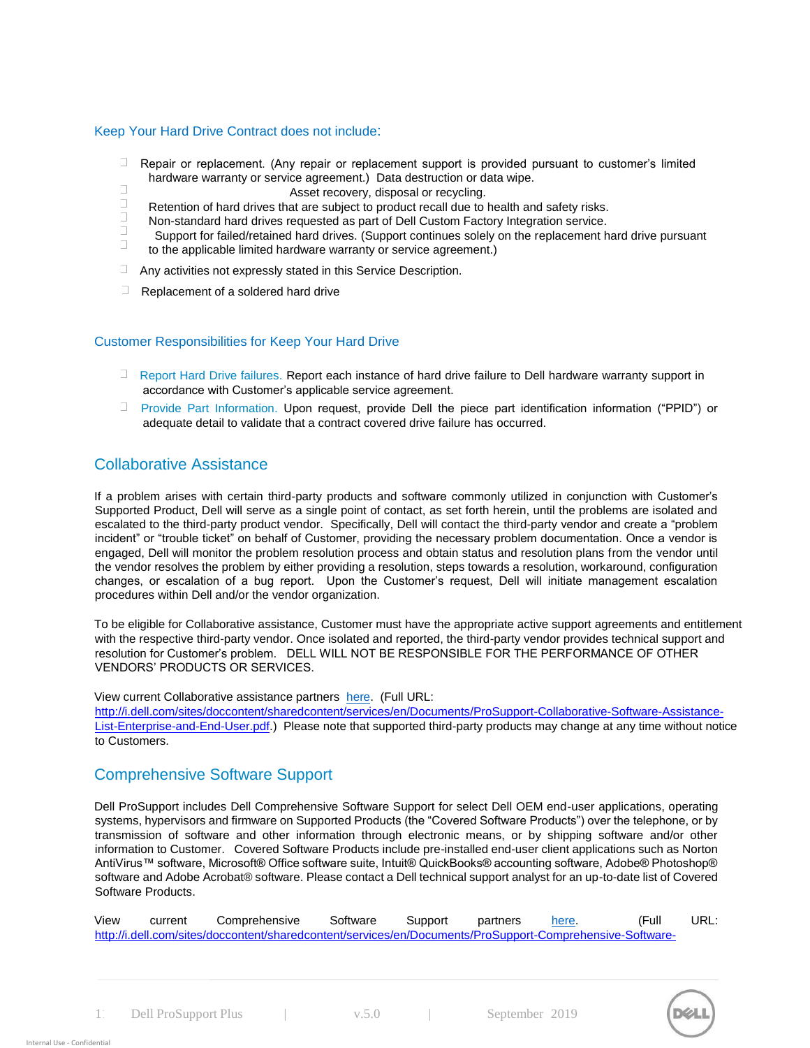### Keep Your Hard Drive Contract does not include:

- Repair or replacement. (Any repair or replacement support is provided pursuant to customer's limited hardware warranty or service agreement.)
- Data destruction or data wipe.
- Asset recovery, disposal or recycling.
- Retention of hard drives that are subject to product recall due to health and safety risks.
- Non-standard hard drives requested as part of Dell Custom Factory Integration service.
- Support for failed/retained hard drives. (Support continues solely on the replacement hard drive pursuant to the applicable limited hardware warranty or service agreement.)
- Any activities not expressly stated in this Service Description.
- Replacement of a soldered hard drive

### Customer Responsibilities for Keep Your Hard Drive

- Report Hard Drive failures. Report each instance of hard drive failure to Dell hardware warranty support in accordance with Customer's applicable service agreement.
- Provide Part Information. Upon request, provide Dell the piece part identification information ("PPID") or adequate detail to validate that a contract covered drive failure has occurred.

## Collaborative Assistance

If a problem arises with certain third-party products and software commonly utilized in conjunction with Customer's Supported Product, Dell will serve as a single point of contact, as set forth herein, until the problems are isolated and escalated to the third-party product vendor. Specifically, Dell will contact the third-party vendor and create a "problem incident" or "trouble ticket" on behalf of Customer, providing the necessary problem documentation. Once a vendor is engaged, Dell will monitor the problem resolution process and obtain status and resolution plans from the vendor until the vendor resolves the problem by either providing a resolution, steps towards a resolution, workaround, configuration changes, or escalation of a bug report. Upon the Customer's request, Dell will initiate management escalation procedures within Dell and/or the vendor organization.

To be eligible for Collaborative assistance, Customer must have the appropriate active support agreements and entitlement with the respective third-party vendor. Once isolated and reported, the third-party vendor provides technical support and resolution for Customer's problem. DELL WILL NOT BE RESPONSIBLE FOR THE PERFORMANCE OF OTHER VENDORS' PRODUCTS OR SERVICES.

View current Collaborative assistance partners here. (Full URL: http://i.dell.com/sites/doccontent/sharedcontent/services/en/Documents/ProSupport-Collaborative-Software-Assistance-List-Enterprise-and-End-User.pdf.) Please note that supported third-party products may change at any time without notice to Customers.

## Comprehensive Software Support

Dell ProSupport includes Dell Comprehensive Software Support for select Dell OEM end-user applications, operating systems, hypervisors and firmware on Supported Products (the "Covered Software Products") over the telephone, or by transmission of software and other information through electronic means, or by shipping software and/or other information to Customer. Covered Software Products include pre-installed end-user client applications such as Norton AntiVirus™ software, Microsoft® Office software suite, Intuit® QuickBooks® accounting software, Adobe® Photoshop® software and Adobe Acrobat® software. Please contact a Dell technical support analyst for an up-to-date list of Covered Software Products.

View current Comprehensive Software Support partners here. (Full URL: http://i.dell.com/sites/doccontent/sharedcontent/services/en/Documents/ProSupport-Comprehensive-Software-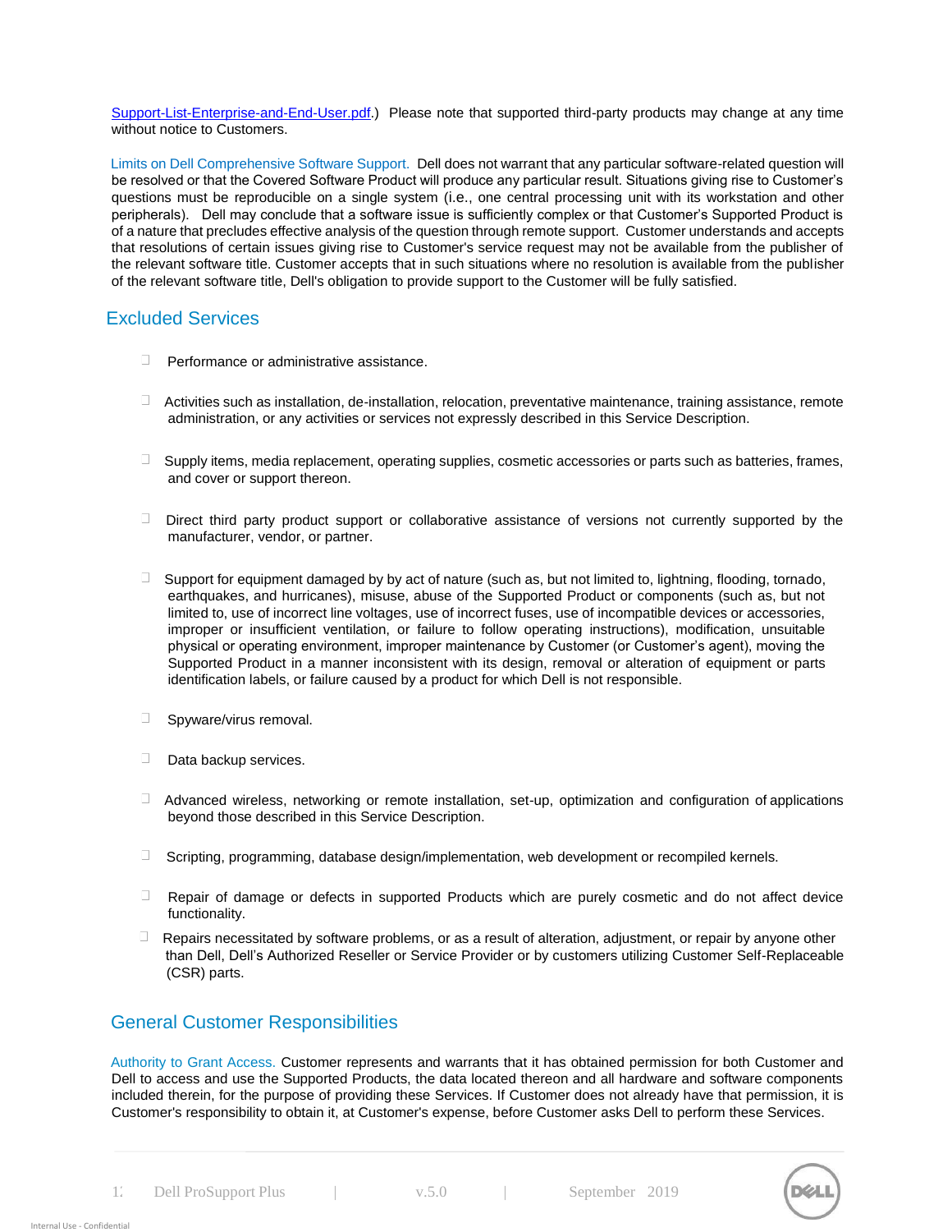Support-List-Enterprise-and-End-User.pdf.) Please note that supported third-party products may change at any time without notice to Customers.

Limits on Dell Comprehensive Software Support. Dell does not warrant that any particular software-related question will be resolved or that the Covered Software Product will produce any particular result. Situations giving rise to Customer's questions must be reproducible on a single system (i.e., one central processing unit with its workstation and other peripherals). Dell may conclude that a software issue is sufficiently complex or that Customer's Supported Product is of a nature that precludes effective analysis of the question through remote support. Customer understands and accepts that resolutions of certain issues giving rise to Customer's service request may not be available from the publisher of the relevant software title. Customer accepts that in such situations where no resolution is available from the publisher of the relevant software title, Dell's obligation to provide support to the Customer will be fully satisfied.

## Excluded Services

- Performance or administrative assistance.
- Activities such as installation, de-installation, relocation, preventative maintenance, training assistance, remote administration, or any activities or services not expressly described in this Service Description.
- Supply items, media replacement, operating supplies, cosmetic accessories or parts such as batteries, frames, and cover or support thereon.
- Direct third party product support or collaborative assistance of versions not currently supported by the manufacturer, vendor, or partner.
- Support for equipment damaged by by act of nature (such as, but not limited to, lightning, flooding, tornado, earthquakes, and hurricanes), misuse, abuse of the Supported Product or components (such as, but not limited to, use of incorrect line voltages, use of incorrect fuses, use of incompatible devices or accessories, improper or insufficient ventilation, or failure to follow operating instructions), modification, unsuitable physical or operating environment, improper maintenance by Customer (or Customer's agent), moving the Supported Product in a manner inconsistent with its design, removal or alteration of equipment or parts identification labels, or failure caused by a product for which Dell is not responsible.
- Spyware/virus removal.
- Data backup services.
- Advanced wireless, networking or remote installation, set-up, optimization and configuration of applications beyond those described in this Service Description.
- Scripting, programming, database design/implementation, web development or recompiled kernels.
- Repair of damage or defects in supported Products which are purely cosmetic and do not affect device functionality.
- Repairs necessitated by software problems, or as a result of alteration, adjustment, or repair by anyone other than Dell, Dell's Authorized Reseller or Service Provider or by customers utilizing Customer Self-Replaceable (CSR) parts.

## General Customer Responsibilities

Authority to Grant Access. Customer represents and warrants that it has obtained permission for both Customer and Dell to access and use the Supported Products, the data located thereon and all hardware and software components included therein, for the purpose of providing these Services. If Customer does not already have that permission, it is Customer's responsibility to obtain it, at Customer's expense, before Customer asks Dell to perform these Services.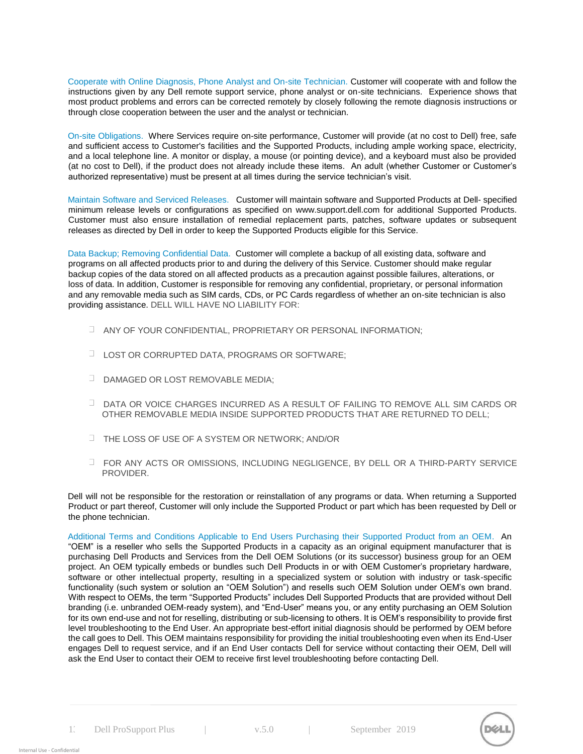Cooperate with Online Diagnosis, Phone Analyst and On-site Technician. Customer will cooperate with and follow the instructions given by any Dell remote support service, phone analyst or on-site technicians. Experience shows that most product problems and errors can be corrected remotely by closely following the remote diagnosis instructions or through close cooperation between the user and the analyst or technician.

On-site Obligations. Where Services require on-site performance, Customer will provide (at no cost to Dell) free, safe and sufficient access to Customer's facilities and the Supported Products, including ample working space, electricity, and a local telephone line. A monitor or display, a mouse (or pointing device), and a keyboard must also be provided (at no cost to Dell), if the product does not already include these items. An adult (whether Customer or Customer's authorized representative) must be present at all times during the service technician's visit.

Maintain Software and Serviced Releases. Customer will maintain software and Supported Products at Dell- specified minimum release levels or configurations as specified on www.support.dell.com for additional Supported Products. Customer must also ensure installation of remedial replacement parts, patches, software updates or subsequent releases as directed by Dell in order to keep the Supported Products eligible for this Service.

Data Backup; Removing Confidential Data. Customer will complete a backup of all existing data, software and programs on all affected products prior to and during the delivery of this Service. Customer should make regular backup copies of the data stored on all affected products as a precaution against possible failures, alterations, or loss of data. In addition, Customer is responsible for removing any confidential, proprietary, or personal information and any removable media such as SIM cards, CDs, or PC Cards regardless of whether an on-site technician is also providing assistance. DELL WILL HAVE NO LIABILITY FOR:

- ANY OF YOUR CONFIDENTIAL, PROPRIETARY OR PERSONAL INFORMATION;
- LOST OR CORRUPTED DATA, PROGRAMS OR SOFTWARE;
- DAMAGED OR LOST REMOVABLE MEDIA;
- DATA OR VOICE CHARGES INCURRED AS A RESULT OF FAILING TO REMOVE ALL SIM CARDS OR OTHER REMOVABLE MEDIA INSIDE SUPPORTED PRODUCTS THAT ARE RETURNED TO DELL;
- THE LOSS OF USE OF A SYSTEM OR NETWORK; AND/OR
- FOR ANY ACTS OR OMISSIONS, INCLUDING NEGLIGENCE, BY DELL OR A THIRD-PARTY SERVICE PROVIDER.

Dell will not be responsible for the restoration or reinstallation of any programs or data. When returning a Supported Product or part thereof, Customer will only include the Supported Product or part which has been requested by Dell or the phone technician.

Additional Terms and Conditions Applicable to End Users Purchasing their Supported Product from an OEM. An "OEM" is a reseller who sells the Supported Products in a capacity as an original equipment manufacturer that is purchasing Dell Products and Services from the Dell OEM Solutions (or its successor) business group for an OEM project. An OEM typically embeds or bundles such Dell Products in or with OEM Customer's proprietary hardware, software or other intellectual property, resulting in a specialized system or solution with industry or task-specific functionality (such system or solution an "OEM Solution") and resells such OEM Solution under OEM's own brand. With respect to OEMs, the term "Supported Products" includes Dell Supported Products that are provided without Dell branding (i.e. unbranded OEM-ready system), and "End-User" means you, or any entity purchasing an OEM Solution for its own end-use and not for reselling, distributing or sub-licensing to others. It is OEM's responsibility to provide first level troubleshooting to the End User. An appropriate best-effort initial diagnosis should be performed by OEM before the call goes to Dell. This OEM maintains responsibility for providing the initial troubleshooting even when its End-User engages Dell to request service, and if an End User contacts Dell for service without contacting their OEM, Dell will ask the End User to contact their OEM to receive first level troubleshooting before contacting Dell.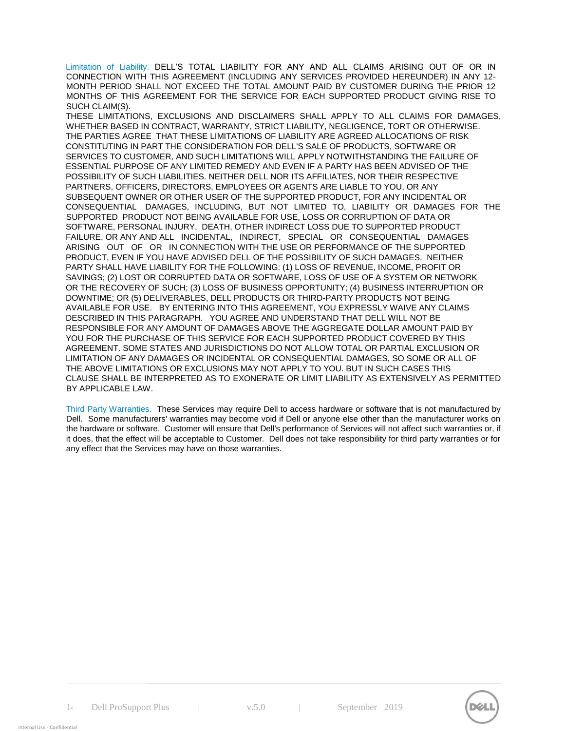**Limitation of Liability.** DELL'S TOTAL LIABILITY FOR ANY AND ALL CLAIMS ARISING OUT OF OR IN CONNECTION WITH THIS AGREEMENT (INCLUDING ANY SERVICES PROVIDED HEREUNDER) IN ANY 12-MONTH PERIOD SHALL NOT EXCEED THE TOTAL AMOUNT PAID BY CUSTOMER DURING THE PRIOR 12 MONTHS OF THIS AGREEMENT FOR THE SERVICE FOR EACH SUPPORTED PRODUCT GIVING RISE TO SUCH CLAIM(S).

THESE LIMITATIONS, EXCLUSIONS AND DISCLAIMERS SHALL APPLY TO ALL CLAIMS FOR DAMAGES, WHETHER BASED IN CONTRACT, WARRANTY, STRICT LIABILITY, NEGLIGENCE, TORT OR OTHERWISE. THE PARTIES AGREE THAT THESE LIMITATIONS OF LIABILITY ARE AGREED ALLOCATIONS OF RISK CONSTITUTING IN PART THE CONSIDERATION FOR DELL'S SALE OF PRODUCTS, SOFTWARE OR SERVICES TO CUSTOMER, AND SUCH LIMITATIONS WILL APPLY NOTWITHSTANDING THE FAILURE OF ESSENTIAL PURPOSE OF ANY LIMITED REMEDY AND EVEN IF A PARTY HAS BEEN ADVISED OF THE POSSIBILITY OF SUCH LIABILITIES. NEITHER DELL NOR ITS AFFILIATES, NOR THEIR RESPECTIVE PARTNERS, OFFICERS, DIRECTORS, EMPLOYEES OR AGENTS ARE LIABLE TO YOU, OR ANY SUBSEQUENT OWNER OR OTHER USER OF THE SUPPORTED PRODUCT, FOR ANY INCIDENTAL OR CONSEQUENTIAL DAMAGES, INCLUDING, BUT NOT LIMITED TO, LIABILITY OR DAMAGES FOR THE SUPPORTED PRODUCT NOT BEING AVAILABLE FOR USE, LOSS OR CORRUPTION OF DATA OR SOFTWARE, PERSONAL INJURY, DEATH, OTHER INDIRECT LOSS DUE TO SUPPORTED PRODUCT FAILURE, OR ANY AND ALL INCIDENTAL, INDIRECT, SPECIAL OR CONSEQUENTIAL DAMAGES ARISING OUT OF OR IN CONNECTION WITH THE USE OR PERFORMANCE OF THE SUPPORTED PRODUCT, EVEN IF YOU HAVE ADVISED DELL OF THE POSSIBILITY OF SUCH DAMAGES. NEITHER PARTY SHALL HAVE LIABILITY FOR THE FOLLOWING: (1) LOSS OF REVENUE, INCOME, PROFIT OR SAVINGS; (2) LOST OR CORRUPTED DATA OR SOFTWARE, LOSS OF USE OF A SYSTEM OR NETWORK OR THE RECOVERY OF SUCH; (3) LOSS OF BUSINESS OPPORTUNITY; (4) BUSINESS INTERRUPTION OR DOWNTIME; OR (5) DELIVERABLES, DELL PRODUCTS OR THIRD-PARTY PRODUCTS NOT BEING AVAILABLE FOR USE. BY ENTERING INTO THIS AGREEMENT, YOU EXPRESSLY WAIVE ANY CLAIMS DESCRIBED IN THIS PARAGRAPH. YOU AGREE AND UNDERSTAND THAT DELL WILL NOT BE RESPONSIBLE FOR ANY AMOUNT OF DAMAGES ABOVE THE AGGREGATE DOLLAR AMOUNT PAID BY YOU FOR THE PURCHASE OF THIS SERVICE FOR EACH SUPPORTED PRODUCT COVERED BY THIS AGREEMENT. SOME STATES AND JURISDICTIONS DO NOT ALLOW TOTAL OR PARTIAL EXCLUSION OR LIMITATION OF ANY DAMAGES OR INCIDENTAL OR CONSEQUENTIAL DAMAGES, SO SOME OR ALL OF THE ABOVE LIMITATIONS OR EXCLUSIONS MAY NOT APPLY TO YOU. BUT IN SUCH CASES THIS CLAUSE SHALL BE INTERPRETED AS TO EXONERATE OR LIMIT LIABILITY AS EXTENSIVELY AS PERMITTED BY APPLICABLE LAW.

**Third Party Warranties.** These Services may require Dell to access hardware or software that is not manufactured by Dell. Some manufacturers' warranties may become void if Dell or anyone else other than the manufacturer works on the hardware or software. Customer will ensure that Dell's performance of Services will not affect such warranties or, if it does, that the effect will be acceptable to Customer. Dell does not take responsibility for third party warranties or for any effect that the Services may have on those warranties.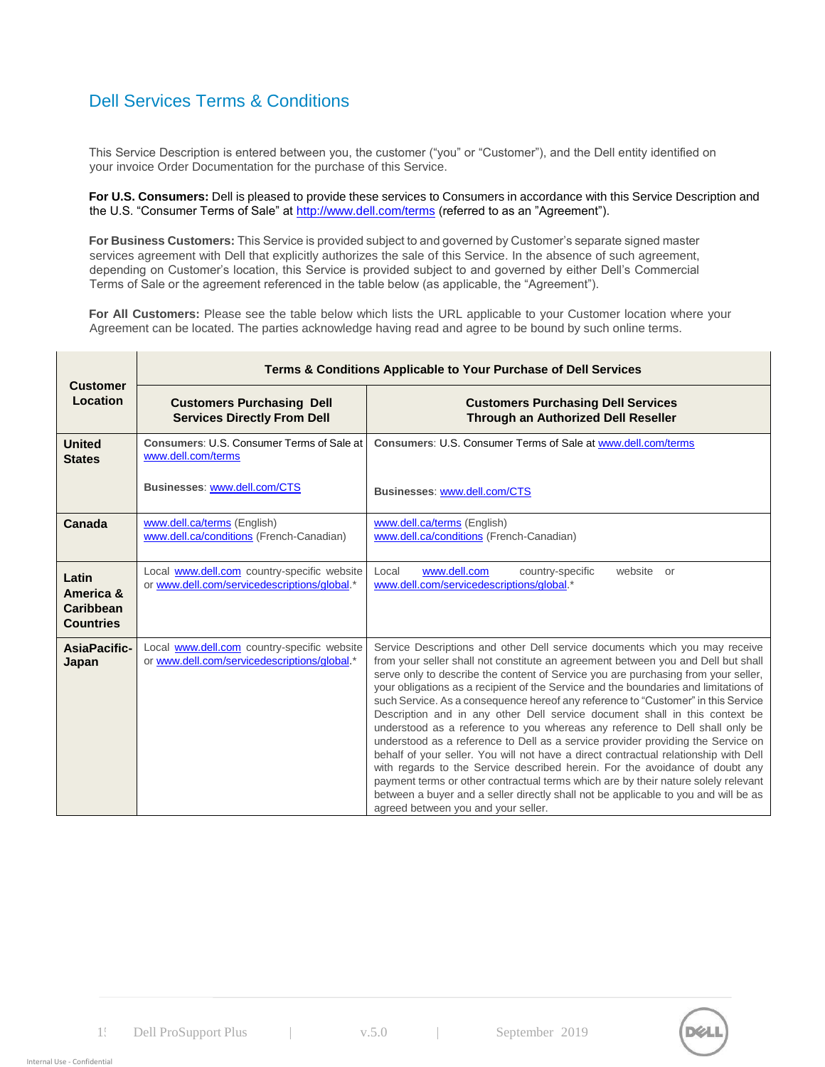## Dell Services Terms & Conditions

This Service Description is entered between you, the customer ("you" or "Customer"), and the Dell entity identified on your invoice Order Documentation for the purchase of this Service.

**For U.S. Consumers:** Dell is pleased to provide these services to Consumers in accordance with this Service Description and the U.S. "Consumer Terms of Sale" at http://www.dell.com/terms (referred to as an "Agreement").

**For Business Customers:** This Service is provided subject to and governed by Customer's separate signed master services agreement with Dell that explicitly authorizes the sale of this Service. In the absence of such agreement, depending on Customer's location, this Service is provided subject to and governed by either Dell's Commercial Terms of Sale or the agreement referenced in the table below (as applicable, the "Agreement").

**For All Customers:** Please see the table below which lists the URL applicable to your Customer location where your Agreement can be located. The parties acknowledge having read and agree to be bound by such online terms.

| Customer Location | Terms & Conditions Applicable to Your Purchase of Dell Services | |
|---|---|---|
| | **Customers Purchasing Dell Services Directly From Dell** | **Customers Purchasing Dell Services Through an Authorized Dell Reseller** |
| **United States** | **Consumers**: U.S. Consumer Terms of Sale at www.dell.com/terms<br><br>**Businesses**: www.dell.com/CTS | **Consumers**: U.S. Consumer Terms of Sale at www.dell.com/terms<br><br>**Businesses**: www.dell.com/CTS |
| **Canada** | www.dell.ca/terms (English)<br>www.dell.ca/conditions (French-Canadian) | www.dell.ca/terms (English)<br>www.dell.ca/conditions (French-Canadian) |
| **Latin America & Caribbean Countries** | Local www.dell.com country-specific website or www.dell.com/servicedescriptions/global.* | Local www.dell.com country-specific website or www.dell.com/servicedescriptions/global.* |
| **AsiaPacific-Japan** | Local www.dell.com country-specific website or www.dell.com/servicedescriptions/global.* | Service Descriptions and other Dell service documents which you may receive from your seller shall not constitute an agreement between you and Dell but shall serve only to describe the content of Service you are purchasing from your seller, your obligations as a recipient of the Service and the boundaries and limitations of such Service. As a consequence hereof any reference to "Customer" in this Service Description and in any other Dell service document shall in this context be understood as a reference to you whereas any reference to Dell shall only be understood as a reference to Dell as a service provider providing the Service on behalf of your seller. You will not have a direct contractual relationship with Dell with regards to the Service described herein. For the avoidance of doubt any payment terms or other contractual terms which are by their nature solely relevant between a buyer and a seller directly shall not be applicable to you and will be as agreed between you and your seller. |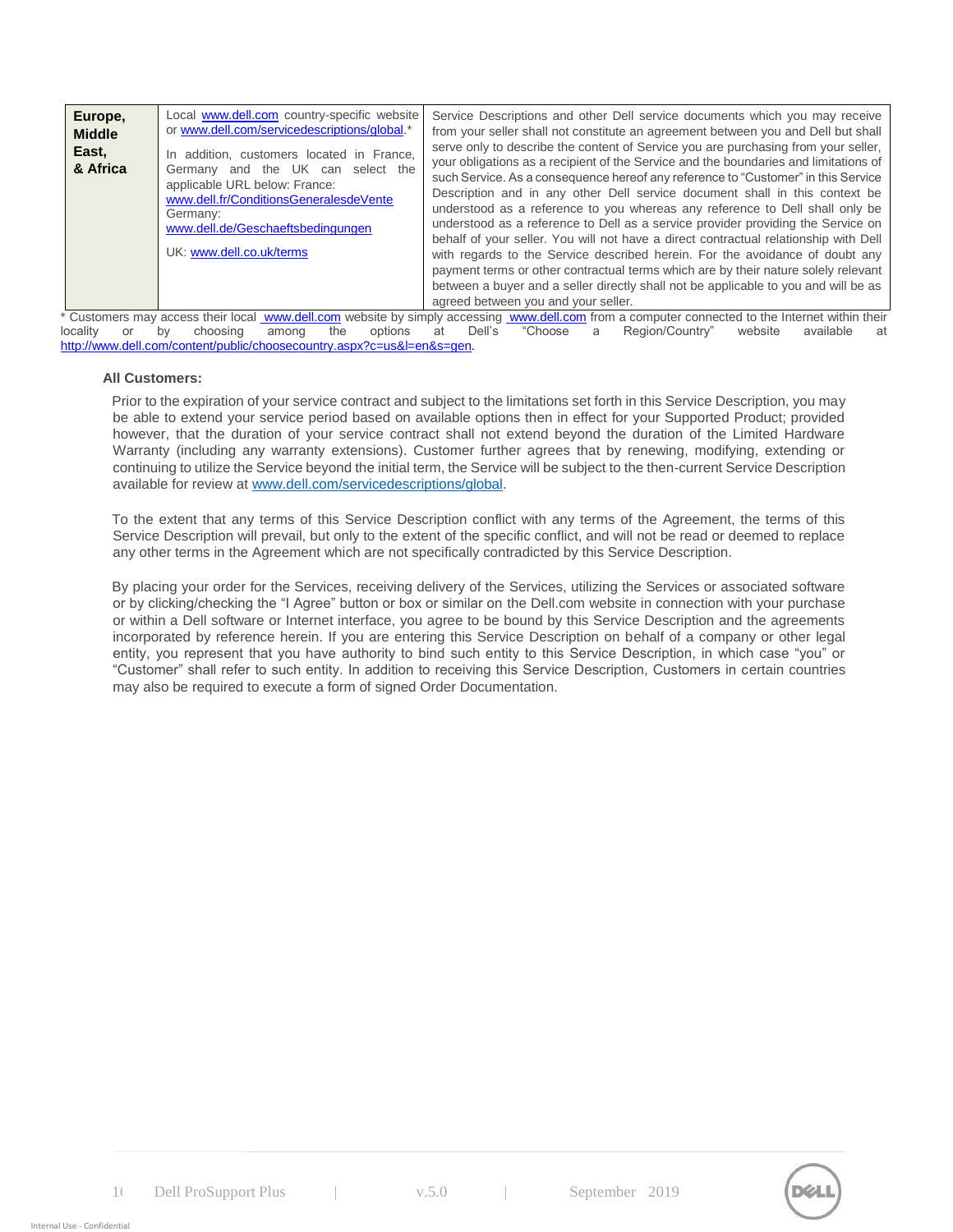| Europe, Middle East, & Africa | Local www.dell.com country-specific website or www.dell.com/servicedescriptions/global.* <br><br> In addition, customers located in France, Germany and the UK can select the applicable URL below: France: www.dell.fr/ConditionsGeneralesdeVente <br> Germany: www.dell.de/Geschaeftsbedingungen <br><br> UK: www.dell.co.uk/terms | Service Descriptions and other Dell service documents which you may receive from your seller shall not constitute an agreement between you and Dell but shall serve only to describe the content of Service you are purchasing from your seller, your obligations as a recipient of the Service and the boundaries and limitations of such Service. As a consequence hereof any reference to "Customer" in this Service Description and in any other Dell service document shall in this context be understood as a reference to you whereas any reference to Dell shall only be understood as a reference to Dell as a service provider providing the Service on behalf of your seller. You will not have a direct contractual relationship with Dell with regards to the Service described herein. For the avoidance of doubt any payment terms or other contractual terms which are by their nature solely relevant between a buyer and a seller directly shall not be applicable to you and will be as agreed between you and your seller. |
|---|---|---|

* Customers may access their local www.dell.com website by simply accessing www.dell.com from a computer connected to the Internet within their locality or by choosing among the options at Dell's "Choose a Region/Country" website available at http://www.dell.com/content/public/choosecountry.aspx?c=us&l=en&s=gen.

**All Customers:**

Prior to the expiration of your service contract and subject to the limitations set forth in this Service Description, you may be able to extend your service period based on available options then in effect for your Supported Product; provided however, that the duration of your service contract shall not extend beyond the duration of the Limited Hardware Warranty (including any warranty extensions). Customer further agrees that by renewing, modifying, extending or continuing to utilize the Service beyond the initial term, the Service will be subject to the then-current Service Description available for review at www.dell.com/servicedescriptions/global.

To the extent that any terms of this Service Description conflict with any terms of the Agreement, the terms of this Service Description will prevail, but only to the extent of the specific conflict, and will not be read or deemed to replace any other terms in the Agreement which are not specifically contradicted by this Service Description.

By placing your order for the Services, receiving delivery of the Services, utilizing the Services or associated software or by clicking/checking the "I Agree" button or box or similar on the Dell.com website in connection with your purchase or within a Dell software or Internet interface, you agree to be bound by this Service Description and the agreements incorporated by reference herein. If you are entering this Service Description on behalf of a company or other legal entity, you represent that you have authority to bind such entity to this Service Description, in which case "you" or "Customer" shall refer to such entity. In addition to receiving this Service Description, Customers in certain countries may also be required to execute a form of signed Order Documentation.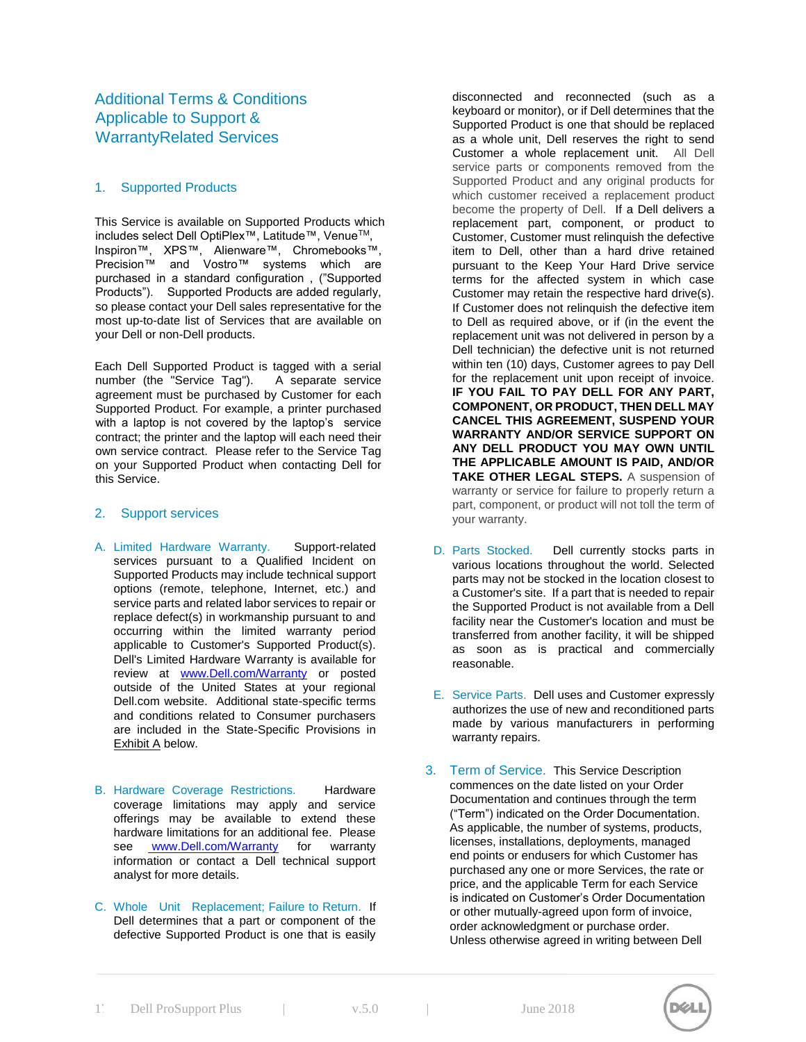# Additional Terms & Conditions Applicable to Support & WarrantyRelated Services

## 1. Supported Products

This Service is available on Supported Products which includes select Dell OptiPlex™, Latitude™, Venue™, Inspiron™, XPS™, Alienware™, Chromebooks™, Precision™ and Vostro™ systems which are purchased in a standard configuration , ("Supported Products"). Supported Products are added regularly, so please contact your Dell sales representative for the most up-to-date list of Services that are available on your Dell or non-Dell products.

Each Dell Supported Product is tagged with a serial number (the "Service Tag"). A separate service agreement must be purchased by Customer for each Supported Product. For example, a printer purchased with a laptop is not covered by the laptop's service contract; the printer and the laptop will each need their own service contract. Please refer to the Service Tag on your Supported Product when contacting Dell for this Service.

## 2. Support services

A. Limited Hardware Warranty. Support-related services pursuant to a Qualified Incident on Supported Products may include technical support options (remote, telephone, Internet, etc.) and service parts and related labor services to repair or replace defect(s) in workmanship pursuant to and occurring within the limited warranty period applicable to Customer's Supported Product(s). Dell's Limited Hardware Warranty is available for review at www.Dell.com/Warranty or posted outside of the United States at your regional Dell.com website. Additional state-specific terms and conditions related to Consumer purchasers are included in the State-Specific Provisions in Exhibit A below.

B. Hardware Coverage Restrictions. Hardware coverage limitations may apply and service offerings may be available to extend these hardware limitations for an additional fee. Please see www.Dell.com/Warranty for warranty information or contact a Dell technical support analyst for more details.

C. Whole Unit Replacement; Failure to Return. If Dell determines that a part or component of the defective Supported Product is one that is easily disconnected and reconnected (such as a keyboard or monitor), or if Dell determines that the Supported Product is one that should be replaced as a whole unit, Dell reserves the right to send Customer a whole replacement unit. All Dell service parts or components removed from the Supported Product and any original products for which customer received a replacement product become the property of Dell. If a Dell delivers a replacement part, component, or product to Customer, Customer must relinquish the defective item to Dell, other than a hard drive retained pursuant to the Keep Your Hard Drive service terms for the affected system in which case Customer may retain the respective hard drive(s). If Customer does not relinquish the defective item to Dell as required above, or if (in the event the replacement unit was not delivered in person by a Dell technician) the defective unit is not returned within ten (10) days, Customer agrees to pay Dell for the replacement unit upon receipt of invoice. **IF YOU FAIL TO PAY DELL FOR ANY PART, COMPONENT, OR PRODUCT, THEN DELL MAY CANCEL THIS AGREEMENT, SUSPEND YOUR WARRANTY AND/OR SERVICE SUPPORT ON ANY DELL PRODUCT YOU MAY OWN UNTIL THE APPLICABLE AMOUNT IS PAID, AND/OR TAKE OTHER LEGAL STEPS.** A suspension of warranty or service for failure to properly return a part, component, or product will not toll the term of your warranty.

D. Parts Stocked. Dell currently stocks parts in various locations throughout the world. Selected parts may not be stocked in the location closest to a Customer's site. If a part that is needed to repair the Supported Product is not available from a Dell facility near the Customer's location and must be transferred from another facility, it will be shipped as soon as is practical and commercially reasonable.

E. Service Parts. Dell uses and Customer expressly authorizes the use of new and reconditioned parts made by various manufacturers in performing warranty repairs.

## 3. Term of Service.

This Service Description commences on the date listed on your Order Documentation and continues through the term ("Term") indicated on the Order Documentation. As applicable, the number of systems, products, licenses, installations, deployments, managed end points or endusers for which Customer has purchased any one or more Services, the rate or price, and the applicable Term for each Service is indicated on Customer's Order Documentation or other mutually-agreed upon form of invoice, order acknowledgment or purchase order. Unless otherwise agreed in writing between Dell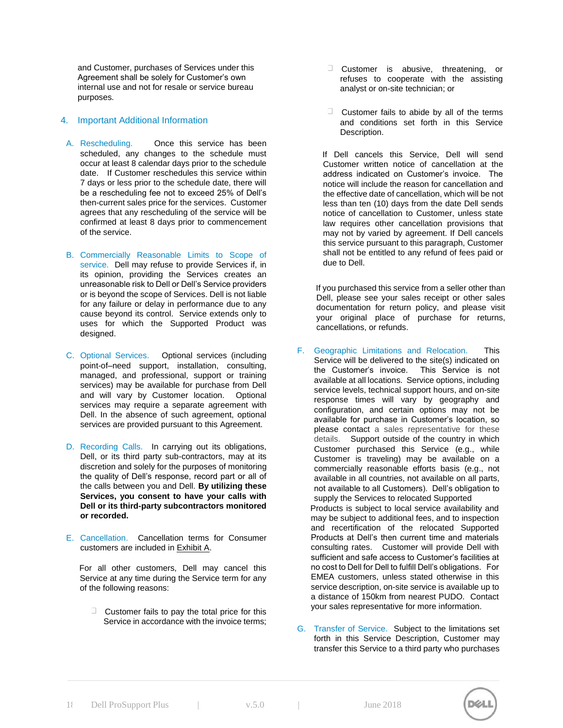and Customer, purchases of Services under this Agreement shall be solely for Customer's own internal use and not for resale or service bureau purposes.

## 4. Important Additional Information

A. Rescheduling. Once this service has been scheduled, any changes to the schedule must occur at least 8 calendar days prior to the schedule date. If Customer reschedules this service within 7 days or less prior to the schedule date, there will be a rescheduling fee not to exceed 25% of Dell's then-current sales price for the services. Customer agrees that any rescheduling of the service will be confirmed at least 8 days prior to commencement of the service.

B. Commercially Reasonable Limits to Scope of service. Dell may refuse to provide Services if, in its opinion, providing the Services creates an unreasonable risk to Dell or Dell's Service providers or is beyond the scope of Services. Dell is not liable for any failure or delay in performance due to any cause beyond its control. Service extends only to uses for which the Supported Product was designed.

C. Optional Services. Optional services (including point-of–need support, installation, consulting, managed, and professional, support or training services) may be available for purchase from Dell and will vary by Customer location. Optional services may require a separate agreement with Dell. In the absence of such agreement, optional services are provided pursuant to this Agreement.

D. Recording Calls. In carrying out its obligations, Dell, or its third party sub-contractors, may at its discretion and solely for the purposes of monitoring the quality of Dell's response, record part or all of the calls between you and Dell. **By utilizing these Services, you consent to have your calls with Dell or its third-party subcontractors monitored or recorded.**

E. Cancellation. Cancellation terms for Consumer customers are included in Exhibit A.

For all other customers, Dell may cancel this Service at any time during the Service term for any of the following reasons:

- Customer fails to pay the total price for this Service in accordance with the invoice terms;
- Customer is abusive, threatening, or refuses to cooperate with the assisting analyst or on-site technician; or
- Customer fails to abide by all of the terms and conditions set forth in this Service Description.

If Dell cancels this Service, Dell will send Customer written notice of cancellation at the address indicated on Customer's invoice. The notice will include the reason for cancellation and the effective date of cancellation, which will be not less than ten (10) days from the date Dell sends notice of cancellation to Customer, unless state law requires other cancellation provisions that may not by varied by agreement. If Dell cancels this service pursuant to this paragraph, Customer shall not be entitled to any refund of fees paid or due to Dell.

If you purchased this service from a seller other than Dell, please see your sales receipt or other sales documentation for return policy, and please visit your original place of purchase for returns, cancellations, or refunds.

F. Geographic Limitations and Relocation. This Service will be delivered to the site(s) indicated on the Customer's invoice. This Service is not available at all locations. Service options, including service levels, technical support hours, and on-site response times will vary by geography and configuration, and certain options may not be available for purchase in Customer's location, so please contact a sales representative for these details. Support outside of the country in which Customer purchased this Service (e.g., while Customer is traveling) may be available on a commercially reasonable efforts basis (e.g., not available in all countries, not available on all parts, not available to all Customers). Dell's obligation to supply the Services to relocated Supported Products is subject to local service availability and may be subject to additional fees, and to inspection and recertification of the relocated Supported Products at Dell's then current time and materials consulting rates. Customer will provide Dell with sufficient and safe access to Customer's facilities at no cost to Dell for Dell to fulfill Dell's obligations. For EMEA customers, unless stated otherwise in this service description, on-site service is available up to a distance of 150km from nearest PUDO. Contact your sales representative for more information.

G. Transfer of Service. Subject to the limitations set forth in this Service Description, Customer may transfer this Service to a third party who purchases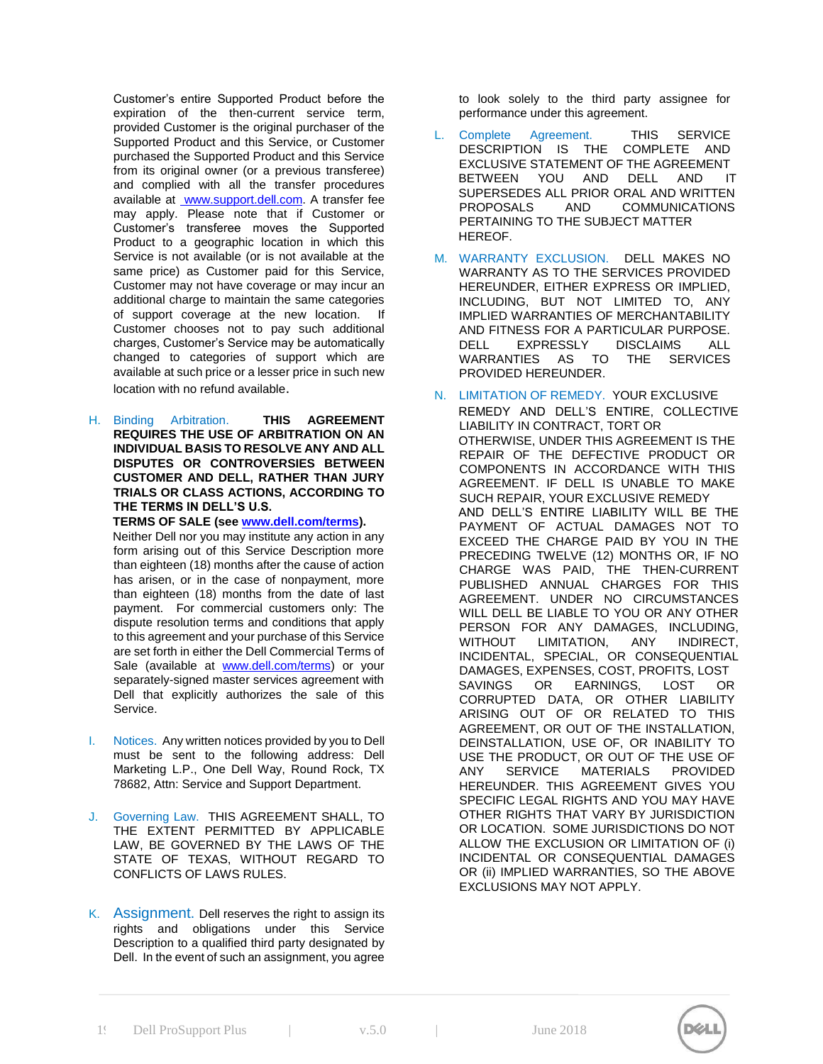Customer's entire Supported Product before the expiration of the then-current service term, provided Customer is the original purchaser of the Supported Product and this Service, or Customer purchased the Supported Product and this Service from its original owner (or a previous transferee) and complied with all the transfer procedures available at www.support.dell.com. A transfer fee may apply. Please note that if Customer or Customer's transferee moves the Supported Product to a geographic location in which this Service is not available (or is not available at the same price) as Customer paid for this Service, Customer may not have coverage or may incur an additional charge to maintain the same categories of support coverage at the new location. If Customer chooses not to pay such additional charges, Customer's Service may be automatically changed to categories of support which are available at such price or a lesser price in such new location with no refund available.

H. Binding Arbitration. **THIS AGREEMENT REQUIRES THE USE OF ARBITRATION ON AN INDIVIDUAL BASIS TO RESOLVE ANY AND ALL DISPUTES OR CONTROVERSIES BETWEEN CUSTOMER AND DELL, RATHER THAN JURY TRIALS OR CLASS ACTIONS, ACCORDING TO THE TERMS IN DELL'S U.S. TERMS OF SALE (see www.dell.com/terms).** Neither Dell nor you may institute any action in any form arising out of this Service Description more than eighteen (18) months after the cause of action has arisen, or in the case of nonpayment, more than eighteen (18) months from the date of last payment. For commercial customers only: The dispute resolution terms and conditions that apply to this agreement and your purchase of this Service are set forth in either the Dell Commercial Terms of Sale (available at www.dell.com/terms) or your separately-signed master services agreement with Dell that explicitly authorizes the sale of this Service.

I. Notices. Any written notices provided by you to Dell must be sent to the following address: Dell Marketing L.P., One Dell Way, Round Rock, TX 78682, Attn: Service and Support Department.

J. Governing Law. THIS AGREEMENT SHALL, TO THE EXTENT PERMITTED BY APPLICABLE LAW, BE GOVERNED BY THE LAWS OF THE STATE OF TEXAS, WITHOUT REGARD TO CONFLICTS OF LAWS RULES.

K. Assignment. Dell reserves the right to assign its rights and obligations under this Service Description to a qualified third party designated by Dell. In the event of such an assignment, you agree to look solely to the third party assignee for performance under this agreement.

L. Complete Agreement. THIS SERVICE DESCRIPTION IS THE COMPLETE AND EXCLUSIVE STATEMENT OF THE AGREEMENT BETWEEN YOU AND DELL AND IT SUPERSEDES ALL PRIOR ORAL AND WRITTEN PROPOSALS AND COMMUNICATIONS PERTAINING TO THE SUBJECT MATTER HEREOF.

M. WARRANTY EXCLUSION. DELL MAKES NO WARRANTY AS TO THE SERVICES PROVIDED HEREUNDER, EITHER EXPRESS OR IMPLIED, INCLUDING, BUT NOT LIMITED TO, ANY IMPLIED WARRANTIES OF MERCHANTABILITY AND FITNESS FOR A PARTICULAR PURPOSE. DELL EXPRESSLY DISCLAIMS ALL WARRANTIES AS TO THE SERVICES PROVIDED HEREUNDER.

N. LIMITATION OF REMEDY. YOUR EXCLUSIVE REMEDY AND DELL'S ENTIRE, COLLECTIVE LIABILITY IN CONTRACT, TORT OR OTHERWISE, UNDER THIS AGREEMENT IS THE REPAIR OF THE DEFECTIVE PRODUCT OR COMPONENTS IN ACCORDANCE WITH THIS AGREEMENT. IF DELL IS UNABLE TO MAKE SUCH REPAIR, YOUR EXCLUSIVE REMEDY AND DELL'S ENTIRE LIABILITY WILL BE THE PAYMENT OF ACTUAL DAMAGES NOT TO EXCEED THE CHARGE PAID BY YOU IN THE PRECEDING TWELVE (12) MONTHS OR, IF NO CHARGE WAS PAID, THE THEN-CURRENT PUBLISHED ANNUAL CHARGES FOR THIS AGREEMENT. UNDER NO CIRCUMSTANCES WILL DELL BE LIABLE TO YOU OR ANY OTHER PERSON FOR ANY DAMAGES, INCLUDING, WITHOUT LIMITATION, ANY INDIRECT, INCIDENTAL, SPECIAL, OR CONSEQUENTIAL DAMAGES, EXPENSES, COST, PROFITS, LOST SAVINGS OR EARNINGS, LOST OR CORRUPTED DATA, OR OTHER LIABILITY ARISING OUT OF OR RELATED TO THIS AGREEMENT, OR OUT OF THE INSTALLATION, DEINSTALLATION, USE OF, OR INABILITY TO USE THE PRODUCT, OR OUT OF THE USE OF ANY SERVICE MATERIALS PROVIDED HEREUNDER. THIS AGREEMENT GIVES YOU SPECIFIC LEGAL RIGHTS AND YOU MAY HAVE OTHER RIGHTS THAT VARY BY JURISDICTION OR LOCATION. SOME JURISDICTIONS DO NOT ALLOW THE EXCLUSION OR LIMITATION OF (i) INCIDENTAL OR CONSEQUENTIAL DAMAGES OR (ii) IMPLIED WARRANTIES, SO THE ABOVE EXCLUSIONS MAY NOT APPLY.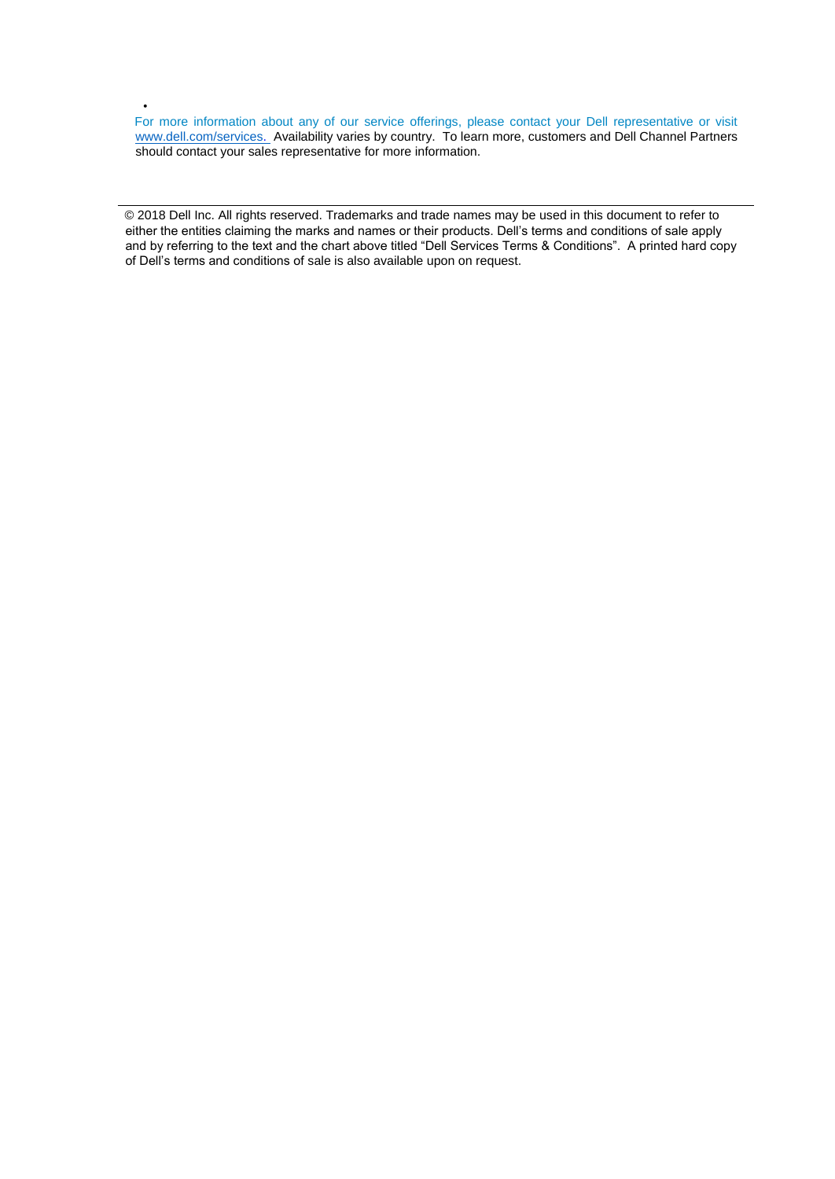For more information about any of our service offerings, please contact your Dell representative or visit www.dell.com/services. Availability varies by country. To learn more, customers and Dell Channel Partners should contact your sales representative for more information.

---

© 2018 Dell Inc. All rights reserved. Trademarks and trade names may be used in this document to refer to either the entities claiming the marks and names or their products. Dell's terms and conditions of sale apply and by referring to the text and the chart above titled "Dell Services Terms & Conditions". A printed hard copy of Dell's terms and conditions of sale is also available upon on request.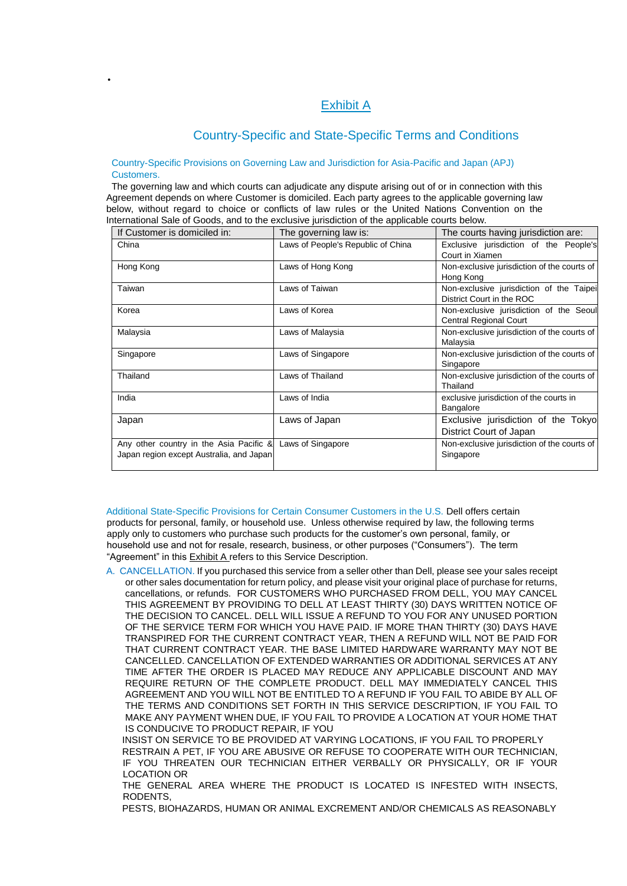## Exhibit A

## Country-Specific and State-Specific Terms and Conditions

### Country-Specific Provisions on Governing Law and Jurisdiction for Asia-Pacific and Japan (APJ) Customers.

The governing law and which courts can adjudicate any dispute arising out of or in connection with this Agreement depends on where Customer is domiciled. Each party agrees to the applicable governing law below, without regard to choice or conflicts of law rules or the United Nations Convention on the International Sale of Goods, and to the exclusive jurisdiction of the applicable courts below.

| If Customer is domiciled in: | The governing law is: | The courts having jurisdiction are: |
|---|---|---|
| China | Laws of People's Republic of China | Exclusive jurisdiction of the People's Court in Xiamen |
| Hong Kong | Laws of Hong Kong | Non-exclusive jurisdiction of the courts of Hong Kong |
| Taiwan | Laws of Taiwan | Non-exclusive jurisdiction of the Taipei District Court in the ROC |
| Korea | Laws of Korea | Non-exclusive jurisdiction of the Seoul Central Regional Court |
| Malaysia | Laws of Malaysia | Non-exclusive jurisdiction of the courts of Malaysia |
| Singapore | Laws of Singapore | Non-exclusive jurisdiction of the courts of Singapore |
| Thailand | Laws of Thailand | Non-exclusive jurisdiction of the courts of Thailand |
| India | Laws of India | exclusive jurisdiction of the courts in Bangalore |
| Japan | Laws of Japan | Exclusive jurisdiction of the Tokyo District Court of Japan |
| Any other country in the Asia Pacific & Japan region except Australia, and Japan | Laws of Singapore | Non-exclusive jurisdiction of the courts of Singapore |

**Additional State-Specific Provisions for Certain Consumer Customers in the U.S.** Dell offers certain products for personal, family, or household use. Unless otherwise required by law, the following terms apply only to customers who purchase such products for the customer's own personal, family, or household use and not for resale, research, business, or other purposes ("Consumers"). The term "Agreement" in this Exhibit A refers to this Service Description.

A. CANCELLATION. If you purchased this service from a seller other than Dell, please see your sales receipt or other sales documentation for return policy, and please visit your original place of purchase for returns, cancellations, or refunds. FOR CUSTOMERS WHO PURCHASED FROM DELL, YOU MAY CANCEL THIS AGREEMENT BY PROVIDING TO DELL AT LEAST THIRTY (30) DAYS WRITTEN NOTICE OF THE DECISION TO CANCEL. DELL WILL ISSUE A REFUND TO YOU FOR ANY UNUSED PORTION OF THE SERVICE TERM FOR WHICH YOU HAVE PAID. IF MORE THAN THIRTY (30) DAYS HAVE TRANSPIRED FOR THE CURRENT CONTRACT YEAR, THEN A REFUND WILL NOT BE PAID FOR THAT CURRENT CONTRACT YEAR. THE BASE LIMITED HARDWARE WARRANTY MAY NOT BE CANCELLED. CANCELLATION OF EXTENDED WARRANTIES OR ADDITIONAL SERVICES AT ANY TIME AFTER THE ORDER IS PLACED MAY REDUCE ANY APPLICABLE DISCOUNT AND MAY REQUIRE RETURN OF THE COMPLETE PRODUCT. DELL MAY IMMEDIATELY CANCEL THIS AGREEMENT AND YOU WILL NOT BE ENTITLED TO A REFUND IF YOU FAIL TO ABIDE BY ALL OF THE TERMS AND CONDITIONS SET FORTH IN THIS SERVICE DESCRIPTION, IF YOU FAIL TO MAKE ANY PAYMENT WHEN DUE, IF YOU FAIL TO PROVIDE A LOCATION AT YOUR HOME THAT IS CONDUCIVE TO PRODUCT REPAIR, IF YOU INSIST ON SERVICE TO BE PROVIDED AT VARYING LOCATIONS, IF YOU FAIL TO PROPERLY RESTRAIN A PET, IF YOU ARE ABUSIVE OR REFUSE TO COOPERATE WITH OUR TECHNICIAN, IF YOU THREATEN OUR TECHNICIAN EITHER VERBALLY OR PHYSICALLY, OR IF YOUR LOCATION OR THE GENERAL AREA WHERE THE PRODUCT IS LOCATED IS INFESTED WITH INSECTS, RODENTS, PESTS, BIOHAZARDS, HUMAN OR ANIMAL EXCREMENT AND/OR CHEMICALS AS REASONABLY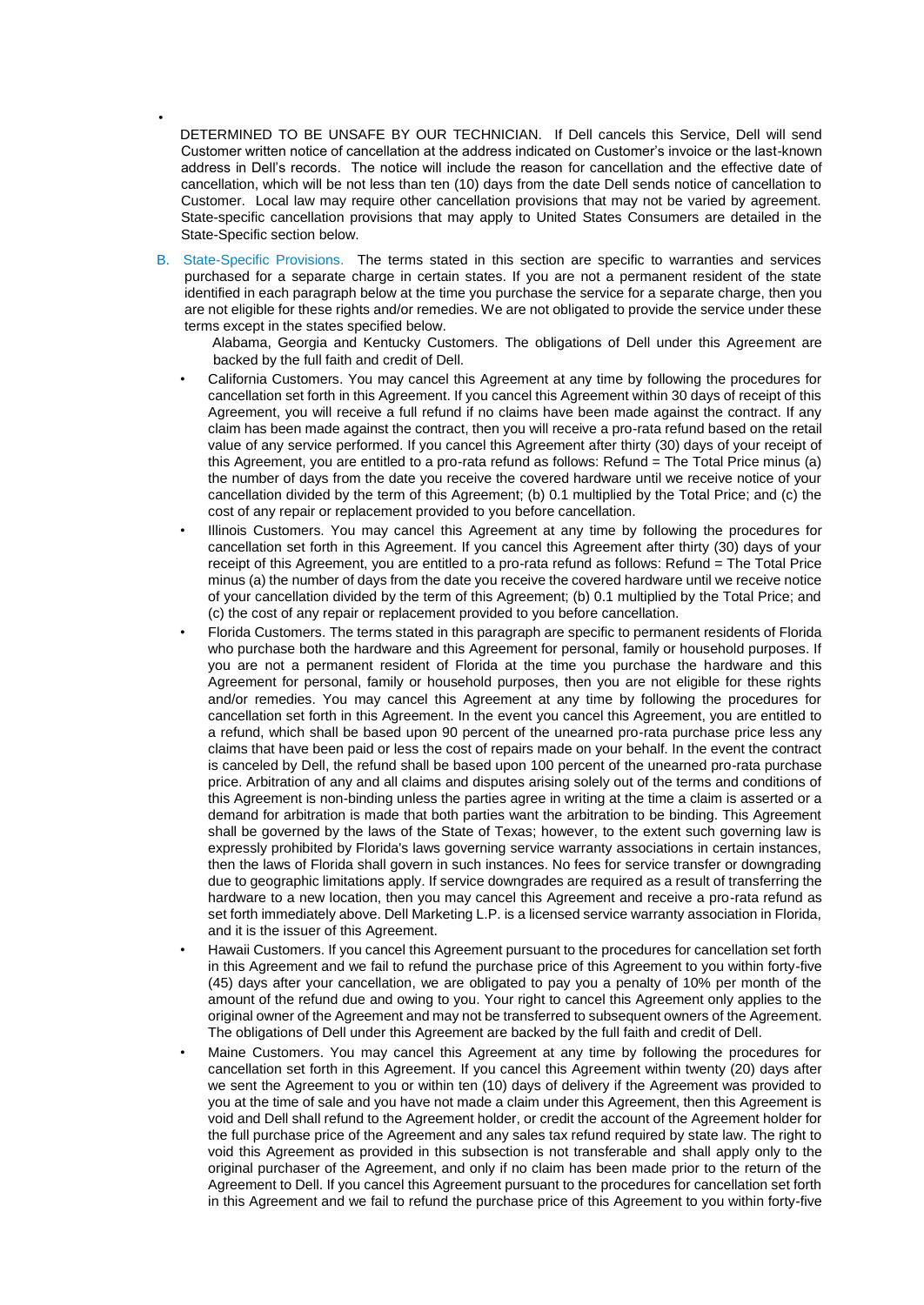DETERMINED TO BE UNSAFE BY OUR TECHNICIAN. If Dell cancels this Service, Dell will send Customer written notice of cancellation at the address indicated on Customer's invoice or the last-known address in Dell's records. The notice will include the reason for cancellation and the effective date of cancellation, which will be not less than ten (10) days from the date Dell sends notice of cancellation to Customer. Local law may require other cancellation provisions that may not be varied by agreement. State-specific cancellation provisions that may apply to United States Consumers are detailed in the State-Specific section below.

B. State-Specific Provisions. The terms stated in this section are specific to warranties and services purchased for a separate charge in certain states. If you are not a permanent resident of the state identified in each paragraph below at the time you purchase the service for a separate charge, then you are not eligible for these rights and/or remedies. We are not obligated to provide the service under these terms except in the states specified below.

   Alabama, Georgia and Kentucky Customers. The obligations of Dell under this Agreement are backed by the full faith and credit of Dell.

   - California Customers. You may cancel this Agreement at any time by following the procedures for cancellation set forth in this Agreement. If you cancel this Agreement within 30 days of receipt of this Agreement, you will receive a full refund if no claims have been made against the contract. If any claim has been made against the contract, then you will receive a pro-rata refund based on the retail value of any service performed. If you cancel this Agreement after thirty (30) days of your receipt of this Agreement, you are entitled to a pro-rata refund as follows: Refund = The Total Price minus (a) the number of days from the date you receive the covered hardware until we receive notice of your cancellation divided by the term of this Agreement; (b) 0.1 multiplied by the Total Price; and (c) the cost of any repair or replacement provided to you before cancellation.
   - Illinois Customers. You may cancel this Agreement at any time by following the procedures for cancellation set forth in this Agreement. If you cancel this Agreement after thirty (30) days of your receipt of this Agreement, you are entitled to a pro-rata refund as follows: Refund = The Total Price minus (a) the number of days from the date you receive the covered hardware until we receive notice of your cancellation divided by the term of this Agreement; (b) 0.1 multiplied by the Total Price; and (c) the cost of any repair or replacement provided to you before cancellation.
   - Florida Customers. The terms stated in this paragraph are specific to permanent residents of Florida who purchase both the hardware and this Agreement for personal, family or household purposes. If you are not a permanent resident of Florida at the time you purchase the hardware and this Agreement for personal, family or household purposes, then you are not eligible for these rights and/or remedies. You may cancel this Agreement at any time by following the procedures for cancellation set forth in this Agreement. In the event you cancel this Agreement, you are entitled to a refund, which shall be based upon 90 percent of the unearned pro-rata purchase price less any claims that have been paid or less the cost of repairs made on your behalf. In the event the contract is canceled by Dell, the refund shall be based upon 100 percent of the unearned pro-rata purchase price. Arbitration of any and all claims and disputes arising solely out of the terms and conditions of this Agreement is non-binding unless the parties agree in writing at the time a claim is asserted or a demand for arbitration is made that both parties want the arbitration to be binding. This Agreement shall be governed by the laws of the State of Texas; however, to the extent such governing law is expressly prohibited by Florida's laws governing service warranty associations in certain instances, then the laws of Florida shall govern in such instances. No fees for service transfer or downgrading due to geographic limitations apply. If service downgrades are required as a result of transferring the hardware to a new location, then you may cancel this Agreement and receive a pro-rata refund as set forth immediately above. Dell Marketing L.P. is a licensed service warranty association in Florida, and it is the issuer of this Agreement.
   - Hawaii Customers. If you cancel this Agreement pursuant to the procedures for cancellation set forth in this Agreement and we fail to refund the purchase price of this Agreement to you within forty-five (45) days after your cancellation, we are obligated to pay you a penalty of 10% per month of the amount of the refund due and owing to you. Your right to cancel this Agreement only applies to the original owner of the Agreement and may not be transferred to subsequent owners of the Agreement. The obligations of Dell under this Agreement are backed by the full faith and credit of Dell.
   - Maine Customers. You may cancel this Agreement at any time by following the procedures for cancellation set forth in this Agreement. If you cancel this Agreement within twenty (20) days after we sent the Agreement to you or within ten (10) days of delivery if the Agreement was provided to you at the time of sale and you have not made a claim under this Agreement, then this Agreement is void and Dell shall refund to the Agreement holder, or credit the account of the Agreement holder for the full purchase price of the Agreement and any sales tax refund required by state law. The right to void this Agreement as provided in this subsection is not transferable and shall apply only to the original purchaser of the Agreement, and only if no claim has been made prior to the return of the Agreement to Dell. If you cancel this Agreement pursuant to the procedures for cancellation set forth in this Agreement and we fail to refund the purchase price of this Agreement to you within forty-five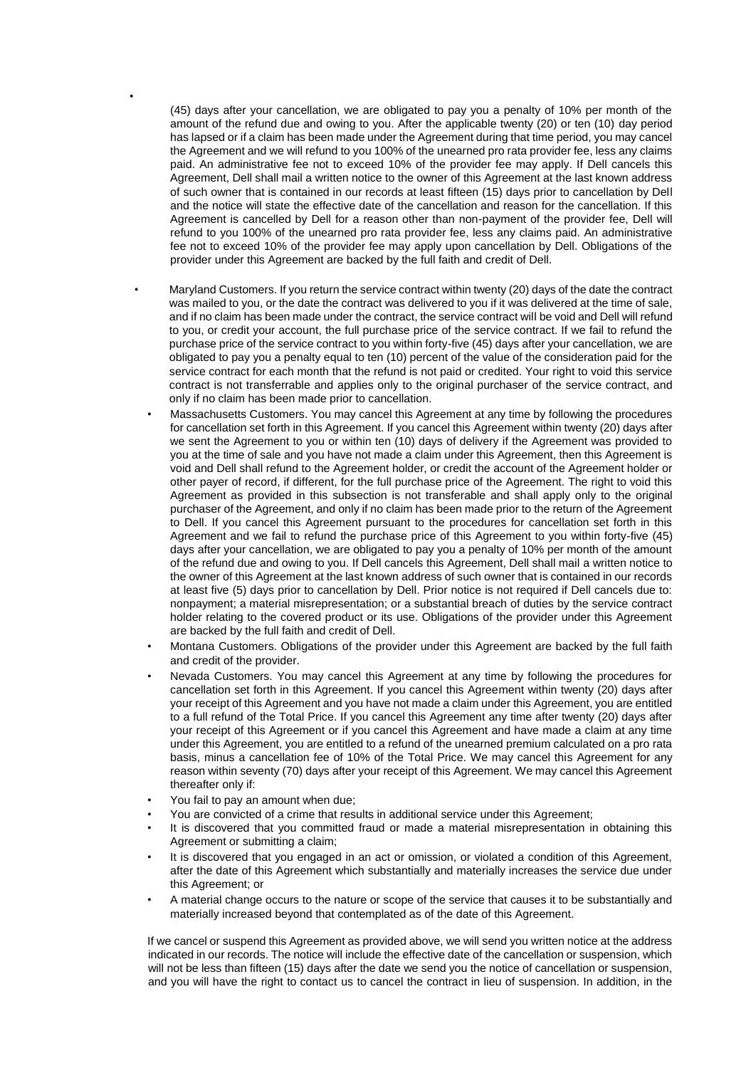(45) days after your cancellation, we are obligated to pay you a penalty of 10% per month of the amount of the refund due and owing to you. After the applicable twenty (20) or ten (10) day period has lapsed or if a claim has been made under the Agreement during that time period, you may cancel the Agreement and we will refund to you 100% of the unearned pro rata provider fee, less any claims paid. An administrative fee not to exceed 10% of the provider fee may apply. If Dell cancels this Agreement, Dell shall mail a written notice to the owner of this Agreement at the last known address of such owner that is contained in our records at least fifteen (15) days prior to cancellation by Dell and the notice will state the effective date of the cancellation and reason for the cancellation. If this Agreement is cancelled by Dell for a reason other than non-payment of the provider fee, Dell will refund to you 100% of the unearned pro rata provider fee, less any claims paid. An administrative fee not to exceed 10% of the provider fee may apply upon cancellation by Dell. Obligations of the provider under this Agreement are backed by the full faith and credit of Dell.

- Maryland Customers. If you return the service contract within twenty (20) days of the date the contract was mailed to you, or the date the contract was delivered to you if it was delivered at the time of sale, and if no claim has been made under the contract, the service contract will be void and Dell will refund to you, or credit your account, the full purchase price of the service contract. If we fail to refund the purchase price of the service contract to you within forty-five (45) days after your cancellation, we are obligated to pay you a penalty equal to ten (10) percent of the value of the consideration paid for the service contract for each month that the refund is not paid or credited. Your right to void this service contract is not transferrable and applies only to the original purchaser of the service contract, and only if no claim has been made prior to cancellation.
- Massachusetts Customers. You may cancel this Agreement at any time by following the procedures for cancellation set forth in this Agreement. If you cancel this Agreement within twenty (20) days after we sent the Agreement to you or within ten (10) days of delivery if the Agreement was provided to you at the time of sale and you have not made a claim under this Agreement, then this Agreement is void and Dell shall refund to the Agreement holder, or credit the account of the Agreement holder or other payer of record, if different, for the full purchase price of the Agreement. The right to void this Agreement as provided in this subsection is not transferable and shall apply only to the original purchaser of the Agreement, and only if no claim has been made prior to the return of the Agreement to Dell. If you cancel this Agreement pursuant to the procedures for cancellation set forth in this Agreement and we fail to refund the purchase price of this Agreement to you within forty-five (45) days after your cancellation, we are obligated to pay you a penalty of 10% per month of the amount of the refund due and owing to you. If Dell cancels this Agreement, Dell shall mail a written notice to the owner of this Agreement at the last known address of such owner that is contained in our records at least five (5) days prior to cancellation by Dell. Prior notice is not required if Dell cancels due to: nonpayment; a material misrepresentation; or a substantial breach of duties by the service contract holder relating to the covered product or its use. Obligations of the provider under this Agreement are backed by the full faith and credit of Dell.
- Montana Customers. Obligations of the provider under this Agreement are backed by the full faith and credit of the provider.
- Nevada Customers. You may cancel this Agreement at any time by following the procedures for cancellation set forth in this Agreement. If you cancel this Agreement within twenty (20) days after your receipt of this Agreement and you have not made a claim under this Agreement, you are entitled to a full refund of the Total Price. If you cancel this Agreement any time after twenty (20) days after your receipt of this Agreement or if you cancel this Agreement and have made a claim at any time under this Agreement, you are entitled to a refund of the unearned premium calculated on a pro rata basis, minus a cancellation fee of 10% of the Total Price. We may cancel this Agreement for any reason within seventy (70) days after your receipt of this Agreement. We may cancel this Agreement thereafter only if:
- You fail to pay an amount when due;
- You are convicted of a crime that results in additional service under this Agreement;
- It is discovered that you committed fraud or made a material misrepresentation in obtaining this Agreement or submitting a claim;
- It is discovered that you engaged in an act or omission, or violated a condition of this Agreement, after the date of this Agreement which substantially and materially increases the service due under this Agreement; or
- A material change occurs to the nature or scope of the service that causes it to be substantially and materially increased beyond that contemplated as of the date of this Agreement.

If we cancel or suspend this Agreement as provided above, we will send you written notice at the address indicated in our records. The notice will include the effective date of the cancellation or suspension, which will not be less than fifteen (15) days after the date we send you the notice of cancellation or suspension, and you will have the right to contact us to cancel the contract in lieu of suspension. In addition, in the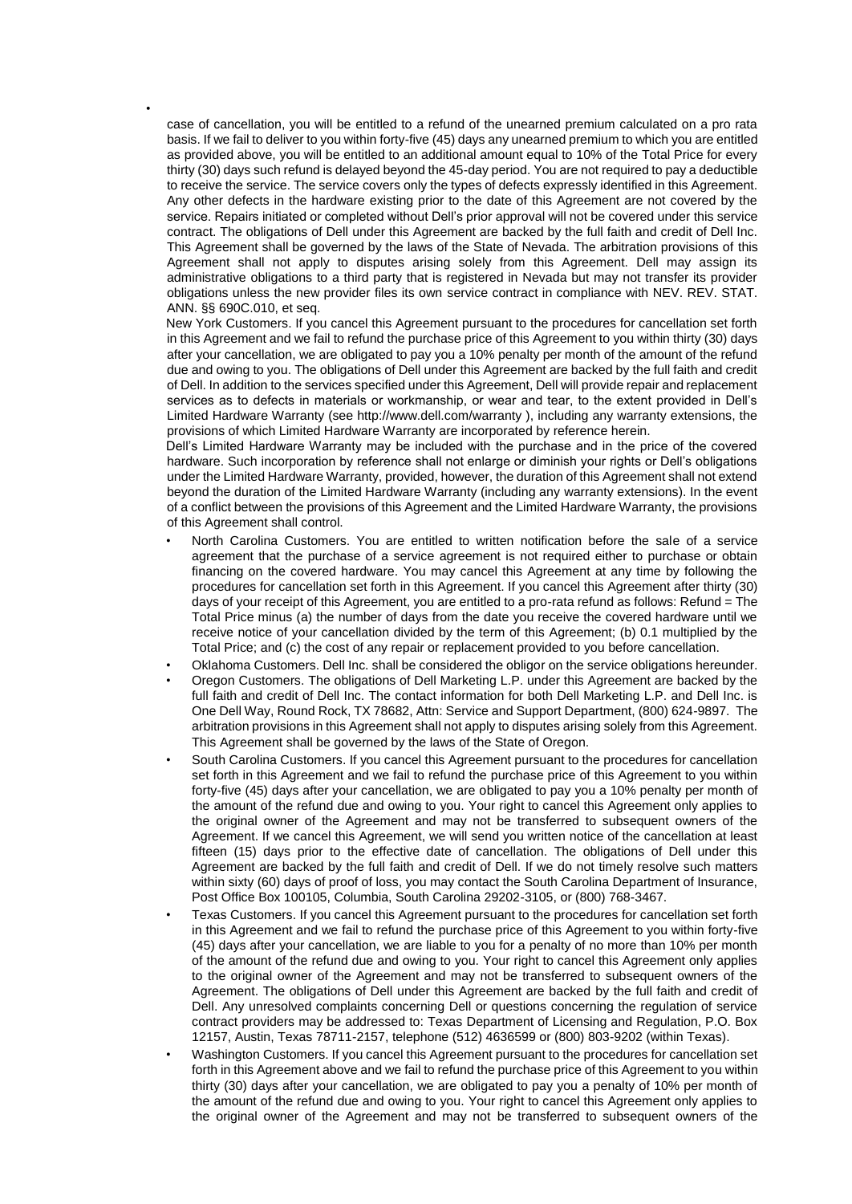case of cancellation, you will be entitled to a refund of the unearned premium calculated on a pro rata basis. If we fail to deliver to you within forty-five (45) days any unearned premium to which you are entitled as provided above, you will be entitled to an additional amount equal to 10% of the Total Price for every thirty (30) days such refund is delayed beyond the 45-day period. You are not required to pay a deductible to receive the service. The service covers only the types of defects expressly identified in this Agreement. Any other defects in the hardware existing prior to the date of this Agreement are not covered by the service. Repairs initiated or completed without Dell's prior approval will not be covered under this service contract. The obligations of Dell under this Agreement are backed by the full faith and credit of Dell Inc. This Agreement shall be governed by the laws of the State of Nevada. The arbitration provisions of this Agreement shall not apply to disputes arising solely from this Agreement. Dell may assign its administrative obligations to a third party that is registered in Nevada but may not transfer its provider obligations unless the new provider files its own service contract in compliance with NEV. REV. STAT. ANN. §§ 690C.010, et seq.

New York Customers. If you cancel this Agreement pursuant to the procedures for cancellation set forth in this Agreement and we fail to refund the purchase price of this Agreement to you within thirty (30) days after your cancellation, we are obligated to pay you a 10% penalty per month of the amount of the refund due and owing to you. The obligations of Dell under this Agreement are backed by the full faith and credit of Dell. In addition to the services specified under this Agreement, Dell will provide repair and replacement services as to defects in materials or workmanship, or wear and tear, to the extent provided in Dell's Limited Hardware Warranty (see http://www.dell.com/warranty ), including any warranty extensions, the provisions of which Limited Hardware Warranty are incorporated by reference herein.

Dell's Limited Hardware Warranty may be included with the purchase and in the price of the covered hardware. Such incorporation by reference shall not enlarge or diminish your rights or Dell's obligations under the Limited Hardware Warranty, provided, however, the duration of this Agreement shall not extend beyond the duration of the Limited Hardware Warranty (including any warranty extensions). In the event of a conflict between the provisions of this Agreement and the Limited Hardware Warranty, the provisions of this Agreement shall control.

- North Carolina Customers. You are entitled to written notification before the sale of a service agreement that the purchase of a service agreement is not required either to purchase or obtain financing on the covered hardware. You may cancel this Agreement at any time by following the procedures for cancellation set forth in this Agreement. If you cancel this Agreement after thirty (30) days of your receipt of this Agreement, you are entitled to a pro-rata refund as follows: Refund = The Total Price minus (a) the number of days from the date you receive the covered hardware until we receive notice of your cancellation divided by the term of this Agreement; (b) 0.1 multiplied by the Total Price; and (c) the cost of any repair or replacement provided to you before cancellation.
- Oklahoma Customers. Dell Inc. shall be considered the obligor on the service obligations hereunder.
- Oregon Customers. The obligations of Dell Marketing L.P. under this Agreement are backed by the full faith and credit of Dell Inc. The contact information for both Dell Marketing L.P. and Dell Inc. is One Dell Way, Round Rock, TX 78682, Attn: Service and Support Department, (800) 624-9897. The arbitration provisions in this Agreement shall not apply to disputes arising solely from this Agreement. This Agreement shall be governed by the laws of the State of Oregon.
- South Carolina Customers. If you cancel this Agreement pursuant to the procedures for cancellation set forth in this Agreement and we fail to refund the purchase price of this Agreement to you within forty-five (45) days after your cancellation, we are obligated to pay you a 10% penalty per month of the amount of the refund due and owing to you. Your right to cancel this Agreement only applies to the original owner of the Agreement and may not be transferred to subsequent owners of the Agreement. If we cancel this Agreement, we will send you written notice of the cancellation at least fifteen (15) days prior to the effective date of cancellation. The obligations of Dell under this Agreement are backed by the full faith and credit of Dell. If we do not timely resolve such matters within sixty (60) days of proof of loss, you may contact the South Carolina Department of Insurance, Post Office Box 100105, Columbia, South Carolina 29202-3105, or (800) 768-3467.
- Texas Customers. If you cancel this Agreement pursuant to the procedures for cancellation set forth in this Agreement and we fail to refund the purchase price of this Agreement to you within forty-five (45) days after your cancellation, we are liable to you for a penalty of no more than 10% per month of the amount of the refund due and owing to you. Your right to cancel this Agreement only applies to the original owner of the Agreement and may not be transferred to subsequent owners of the Agreement. The obligations of Dell under this Agreement are backed by the full faith and credit of Dell. Any unresolved complaints concerning Dell or questions concerning the regulation of service contract providers may be addressed to: Texas Department of Licensing and Regulation, P.O. Box 12157, Austin, Texas 78711-2157, telephone (512) 4636599 or (800) 803-9202 (within Texas).
- Washington Customers. If you cancel this Agreement pursuant to the procedures for cancellation set forth in this Agreement above and we fail to refund the purchase price of this Agreement to you within thirty (30) days after your cancellation, we are obligated to pay you a penalty of 10% per month of the amount of the refund due and owing to you. Your right to cancel this Agreement only applies to the original owner of the Agreement and may not be transferred to subsequent owners of the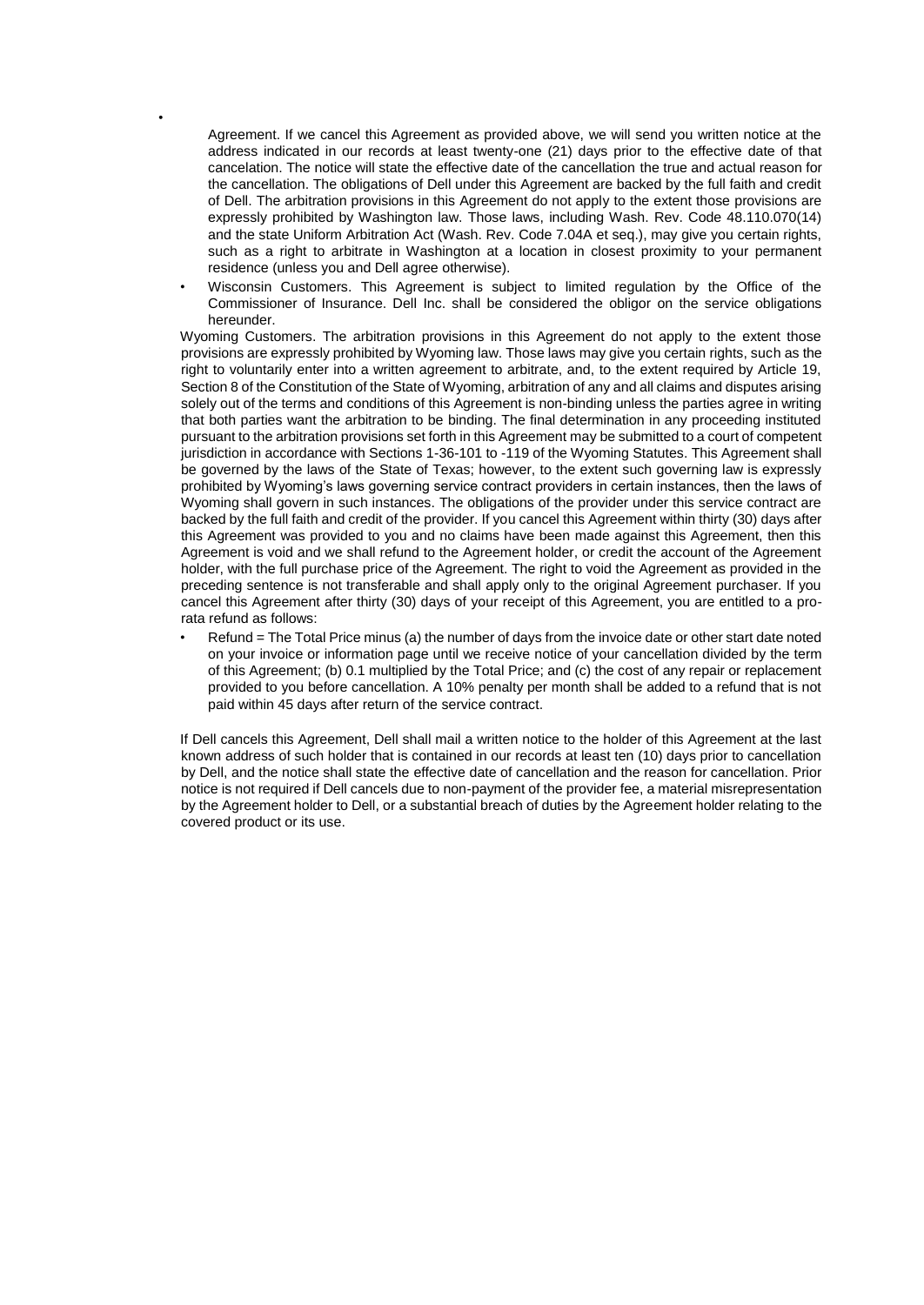Agreement. If we cancel this Agreement as provided above, we will send you written notice at the address indicated in our records at least twenty-one (21) days prior to the effective date of that cancelation. The notice will state the effective date of the cancellation the true and actual reason for the cancellation. The obligations of Dell under this Agreement are backed by the full faith and credit of Dell. The arbitration provisions in this Agreement do not apply to the extent those provisions are expressly prohibited by Washington law. Those laws, including Wash. Rev. Code 48.110.070(14) and the state Uniform Arbitration Act (Wash. Rev. Code 7.04A et seq.), may give you certain rights, such as a right to arbitrate in Washington at a location in closest proximity to your permanent residence (unless you and Dell agree otherwise).

- Wisconsin Customers. This Agreement is subject to limited regulation by the Office of the Commissioner of Insurance. Dell Inc. shall be considered the obligor on the service obligations hereunder.

Wyoming Customers. The arbitration provisions in this Agreement do not apply to the extent those provisions are expressly prohibited by Wyoming law. Those laws may give you certain rights, such as the right to voluntarily enter into a written agreement to arbitrate, and, to the extent required by Article 19, Section 8 of the Constitution of the State of Wyoming, arbitration of any and all claims and disputes arising solely out of the terms and conditions of this Agreement is non-binding unless the parties agree in writing that both parties want the arbitration to be binding. The final determination in any proceeding instituted pursuant to the arbitration provisions set forth in this Agreement may be submitted to a court of competent jurisdiction in accordance with Sections 1-36-101 to -119 of the Wyoming Statutes. This Agreement shall be governed by the laws of the State of Texas; however, to the extent such governing law is expressly prohibited by Wyoming's laws governing service contract providers in certain instances, then the laws of Wyoming shall govern in such instances. The obligations of the provider under this service contract are backed by the full faith and credit of the provider. If you cancel this Agreement within thirty (30) days after this Agreement was provided to you and no claims have been made against this Agreement, then this Agreement is void and we shall refund to the Agreement holder, or credit the account of the Agreement holder, with the full purchase price of the Agreement. The right to void the Agreement as provided in the preceding sentence is not transferable and shall apply only to the original Agreement purchaser. If you cancel this Agreement after thirty (30) days of your receipt of this Agreement, you are entitled to a pro-rata refund as follows:

- Refund = The Total Price minus (a) the number of days from the invoice date or other start date noted on your invoice or information page until we receive notice of your cancellation divided by the term of this Agreement; (b) 0.1 multiplied by the Total Price; and (c) the cost of any repair or replacement provided to you before cancellation. A 10% penalty per month shall be added to a refund that is not paid within 45 days after return of the service contract.

If Dell cancels this Agreement, Dell shall mail a written notice to the holder of this Agreement at the last known address of such holder that is contained in our records at least ten (10) days prior to cancellation by Dell, and the notice shall state the effective date of cancellation and the reason for cancellation. Prior notice is not required if Dell cancels due to non-payment of the provider fee, a material misrepresentation by the Agreement holder to Dell, or a substantial breach of duties by the Agreement holder relating to the covered product or its use.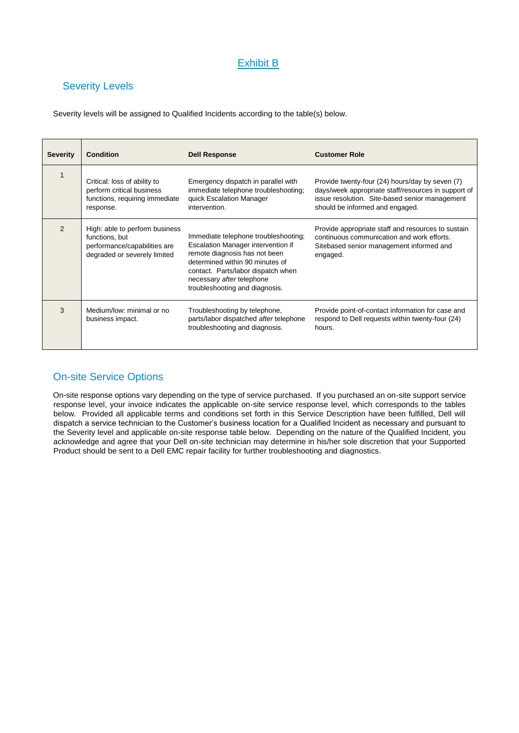# Exhibit B

## Severity Levels

Severity levels will be assigned to Qualified Incidents according to the table(s) below.

| Severity | Condition | Dell Response | Customer Role |
|---|---|---|---|
| 1 | Critical: loss of ability to perform critical business functions, requiring immediate response. | Emergency dispatch in parallel with immediate telephone troubleshooting; quick Escalation Manager intervention. | Provide twenty-four (24) hours/day by seven (7) days/week appropriate staff/resources in support of issue resolution. Site-based senior management should be informed and engaged. |
| 2 | High: able to perform business functions, but performance/capabilities are degraded or severely limited | Immediate telephone troubleshooting; Escalation Manager intervention if remote diagnosis has not been determined within 90 minutes of contact. Parts/labor dispatch when necessary *after* telephone troubleshooting and diagnosis. | Provide appropriate staff and resources to sustain continuous communication and work efforts. Sitebased senior management informed and engaged. |
| 3 | Medium/low: minimal or no business impact. | Troubleshooting by telephone, parts/labor dispatched *after* telephone troubleshooting and diagnosis. | Provide point-of-contact information for case and respond to Dell requests within twenty-four (24) hours. |

## On-site Service Options

On-site response options vary depending on the type of service purchased. If you purchased an on-site support service response level, your invoice indicates the applicable on-site service response level, which corresponds to the tables below. Provided all applicable terms and conditions set forth in this Service Description have been fulfilled, Dell will dispatch a service technician to the Customer's business location for a Qualified Incident as necessary and pursuant to the Severity level and applicable on-site response table below. Depending on the nature of the Qualified Incident, you acknowledge and agree that your Dell on-site technician may determine in his/her sole discretion that your Supported Product should be sent to a Dell EMC repair facility for further troubleshooting and diagnostics.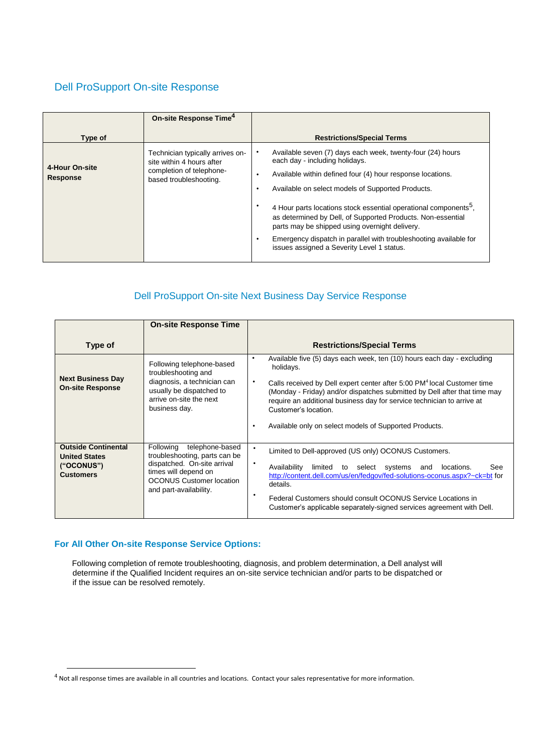## Dell ProSupport On-site Response

| Type of | On-site Response Time[4] | Restrictions/Special Terms |
|---|---|---|
| **4-Hour On-site Response** | Technician typically arrives on-site within 4 hours after completion of telephone-based troubleshooting. | • Available seven (7) days each week, twenty-four (24) hours each day - including holidays.<br>• Available within defined four (4) hour response locations.<br>• Available on select models of Supported Products.<br>• 4 Hour parts locations stock essential operational components[5], as determined by Dell, of Supported Products. Non-essential parts may be shipped using overnight delivery.<br>• Emergency dispatch in parallel with troubleshooting available for issues assigned a Severity Level 1 status. |

## Dell ProSupport On-site Next Business Day Service Response

| Type of | On-site Response Time | Restrictions/Special Terms |
|---|---|---|
| **Next Business Day On-site Response** | Following telephone-based troubleshooting and diagnosis, a technician can usually be dispatched to arrive on-site the next business day. | • Available five (5) days each week, ten (10) hours each day - excluding holidays.<br>• Calls received by Dell expert center after 5:00 PM[4] local Customer time (Monday - Friday) and/or dispatches submitted by Dell after that time may require an additional business day for service technician to arrive at Customer's location.<br>• Available only on select models of Supported Products. |
| **Outside Continental United States ("OCONUS") Customers** | Following telephone-based troubleshooting, parts can be dispatched. On-site arrival times will depend on OCONUS Customer location and part-availability. | • Limited to Dell-approved (US only) OCONUS Customers.<br>• Availability limited to select systems and locations. See http://content.dell.com/us/en/fedgov/fed-solutions-oconus.aspx?~ck=bt for details.<br>• Federal Customers should consult OCONUS Service Locations in Customer's applicable separately-signed services agreement with Dell. |

### For All Other On-site Response Service Options:

Following completion of remote troubleshooting, diagnosis, and problem determination, a Dell analyst will determine if the Qualified Incident requires an on-site service technician and/or parts to be dispatched or if the issue can be resolved remotely.

[4] Not all response times are available in all countries and locations. Contact your sales representative for more information.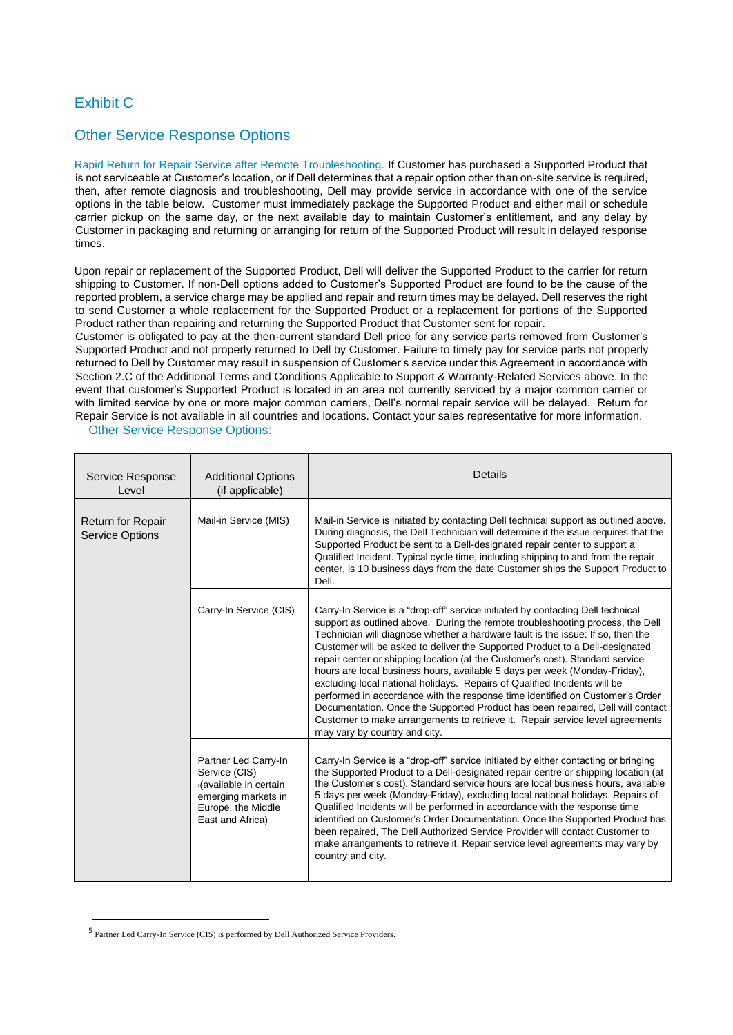## Exhibit C

## Other Service Response Options

Rapid Return for Repair Service after Remote Troubleshooting. If Customer has purchased a Supported Product that is not serviceable at Customer's location, or if Dell determines that a repair option other than on-site service is required, then, after remote diagnosis and troubleshooting, Dell may provide service in accordance with one of the service options in the table below. Customer must immediately package the Supported Product and either mail or schedule carrier pickup on the same day, or the next available day to maintain Customer's entitlement, and any delay by Customer in packaging and returning or arranging for return of the Supported Product will result in delayed response times.

Upon repair or replacement of the Supported Product, Dell will deliver the Supported Product to the carrier for return shipping to Customer. If non-Dell options added to Customer's Supported Product are found to be the cause of the reported problem, a service charge may be applied and repair and return times may be delayed. Dell reserves the right to send Customer a whole replacement for the Supported Product or a replacement for portions of the Supported Product rather than repairing and returning the Supported Product that Customer sent for repair.
Customer is obligated to pay at the then-current standard Dell price for any service parts removed from Customer's Supported Product and not properly returned to Dell by Customer. Failure to timely pay for service parts not properly returned to Dell by Customer may result in suspension of Customer's service under this Agreement in accordance with Section 2.C of the Additional Terms and Conditions Applicable to Support & Warranty-Related Services above. In the event that customer's Supported Product is located in an area not currently serviced by a major common carrier or with limited service by one or more major common carriers, Dell's normal repair service will be delayed. Return for Repair Service is not available in all countries and locations. Contact your sales representative for more information.

Other Service Response Options:

| Service Response Level | Additional Options (if applicable) | Details |
|---|---|---|
| Return for Repair Service Options | Mail-in Service (MIS) | Mail-in Service is initiated by contacting Dell technical support as outlined above. During diagnosis, the Dell Technician will determine if the issue requires that the Supported Product be sent to a Dell-designated repair center to support a Qualified Incident. Typical cycle time, including shipping to and from the repair center, is 10 business days from the date Customer ships the Support Product to Dell. |
| | Carry-In Service (CIS) | Carry-In Service is a "drop-off" service initiated by contacting Dell technical support as outlined above. During the remote troubleshooting process, the Dell Technician will diagnose whether a hardware fault is the issue: If so, then the Customer will be asked to deliver the Supported Product to a Dell-designated repair center or shipping location (at the Customer's cost). Standard service hours are local business hours, available 5 days per week (Monday-Friday), excluding local national holidays. Repairs of Qualified Incidents will be performed in accordance with the response time identified on Customer's Order Documentation. Once the Supported Product has been repaired, Dell will contact Customer to make arrangements to retrieve it. Repair service level agreements may vary by country and city. |
| | Partner Led Carry-In Service (CIS) [5](available in certain emerging markets in Europe, the Middle East and Africa) | Carry-In Service is a "drop-off" service initiated by either contacting or bringing the Supported Product to a Dell-designated repair centre or shipping location (at the Customer's cost). Standard service hours are local business hours, available 5 days per week (Monday-Friday), excluding local national holidays. Repairs of Qualified Incidents will be performed in accordance with the response time identified on Customer's Order Documentation. Once the Supported Product has been repaired, The Dell Authorized Service Provider will contact Customer to make arrangements to retrieve it. Repair service level agreements may vary by country and city. |

[5] Partner Led Carry-In Service (CIS) is performed by Dell Authorized Service Providers.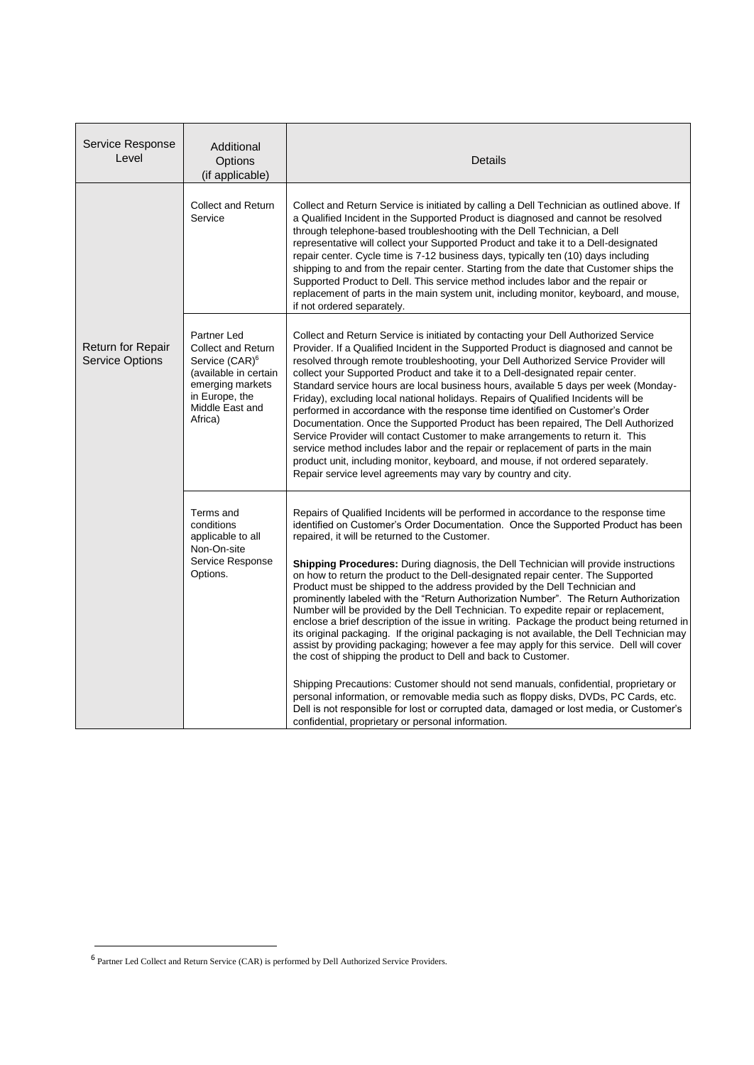| Service Response Level | Additional Options (if applicable) | Details |
|---|---|---|
| Return for Repair Service Options | Collect and Return Service | Collect and Return Service is initiated by calling a Dell Technician as outlined above. If a Qualified Incident in the Supported Product is diagnosed and cannot be resolved through telephone-based troubleshooting with the Dell Technician, a Dell representative will collect your Supported Product and take it to a Dell-designated repair center. Cycle time is 7-12 business days, typically ten (10) days including shipping to and from the repair center. Starting from the date that Customer ships the Supported Product to Dell. This service method includes labor and the repair or replacement of parts in the main system unit, including monitor, keyboard, and mouse, if not ordered separately. |
| | Partner Led Collect and Return Service (CAR)[6] (available in certain emerging markets in Europe, the Middle East and Africa) | Collect and Return Service is initiated by contacting your Dell Authorized Service Provider. If a Qualified Incident in the Supported Product is diagnosed and cannot be resolved through remote troubleshooting, your Dell Authorized Service Provider will collect your Supported Product and take it to a Dell-designated repair center. Standard service hours are local business hours, available 5 days per week (Monday-Friday), excluding local national holidays. Repairs of Qualified Incidents will be performed in accordance with the response time identified on Customer's Order Documentation. Once the Supported Product has been repaired, The Dell Authorized Service Provider will contact Customer to make arrangements to return it. This service method includes labor and the repair or replacement of parts in the main product unit, including monitor, keyboard, and mouse, if not ordered separately. Repair service level agreements may vary by country and city. |
| | Terms and conditions applicable to all Non-On-site Service Response Options. | Repairs of Qualified Incidents will be performed in accordance to the response time identified on Customer's Order Documentation. Once the Supported Product has been repaired, it will be returned to the Customer.<br><br>**Shipping Procedures:** During diagnosis, the Dell Technician will provide instructions on how to return the product to the Dell-designated repair center. The Supported Product must be shipped to the address provided by the Dell Technician and prominently labeled with the "Return Authorization Number". The Return Authorization Number will be provided by the Dell Technician. To expedite repair or replacement, enclose a brief description of the issue in writing. Package the product being returned in its original packaging. If the original packaging is not available, the Dell Technician may assist by providing packaging; however a fee may apply for this service. Dell will cover the cost of shipping the product to Dell and back to Customer.<br><br>Shipping Precautions: Customer should not send manuals, confidential, proprietary or personal information, or removable media such as floppy disks, DVDs, PC Cards, etc. Dell is not responsible for lost or corrupted data, damaged or lost media, or Customer's confidential, proprietary or personal information. |

[6] Partner Led Collect and Return Service (CAR) is performed by Dell Authorized Service Providers.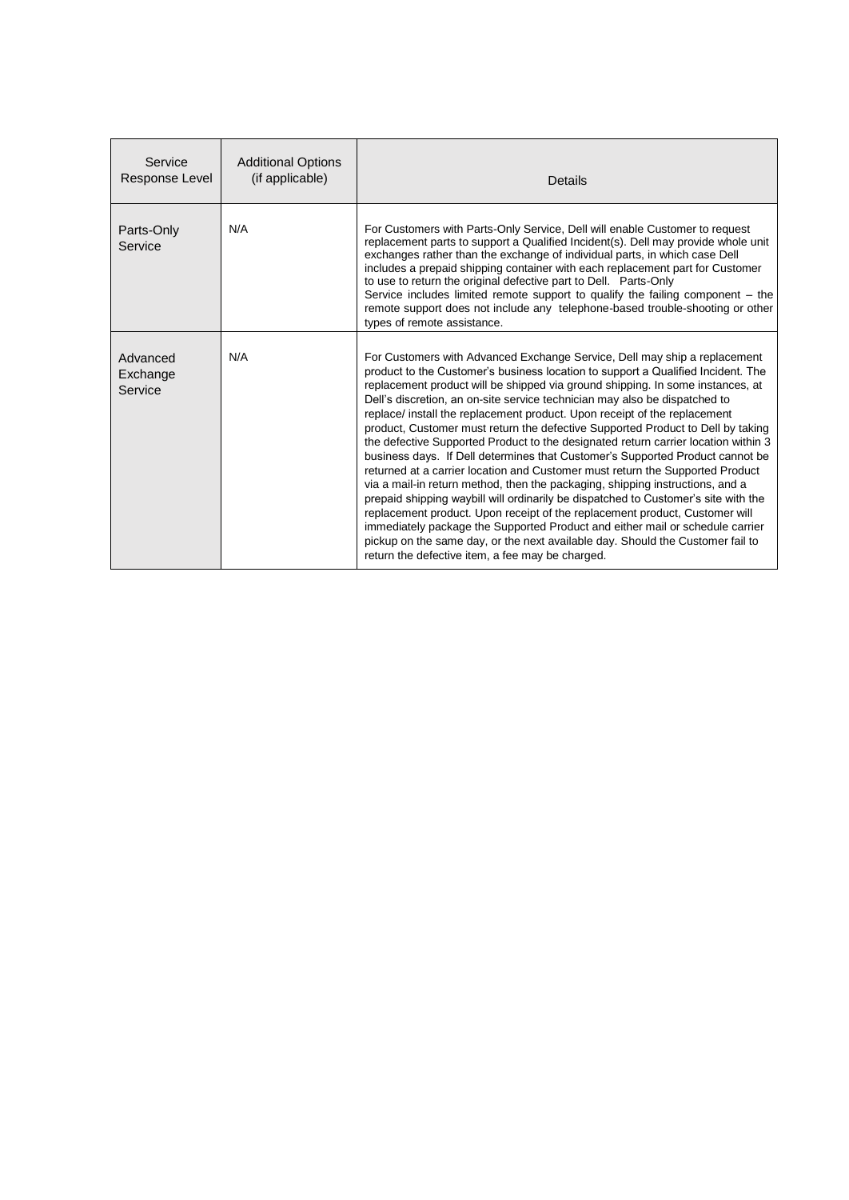| Service Response Level | Additional Options (if applicable) | Details |
| --- | --- | --- |
| Parts-Only Service | N/A | For Customers with Parts-Only Service, Dell will enable Customer to request replacement parts to support a Qualified Incident(s). Dell may provide whole unit exchanges rather than the exchange of individual parts, in which case Dell includes a prepaid shipping container with each replacement part for Customer to use to return the original defective part to Dell. Parts-Only Service includes limited remote support to qualify the failing component – the remote support does not include any telephone-based trouble-shooting or other types of remote assistance. |
| Advanced Exchange Service | N/A | For Customers with Advanced Exchange Service, Dell may ship a replacement product to the Customer's business location to support a Qualified Incident. The replacement product will be shipped via ground shipping. In some instances, at Dell's discretion, an on-site service technician may also be dispatched to replace/ install the replacement product. Upon receipt of the replacement product, Customer must return the defective Supported Product to Dell by taking the defective Supported Product to the designated return carrier location within 3 business days. If Dell determines that Customer's Supported Product cannot be returned at a carrier location and Customer must return the Supported Product via a mail-in return method, then the packaging, shipping instructions, and a prepaid shipping waybill will ordinarily be dispatched to Customer's site with the replacement product. Upon receipt of the replacement product, Customer will immediately package the Supported Product and either mail or schedule carrier pickup on the same day, or the next available day. Should the Customer fail to return the defective item, a fee may be charged. |